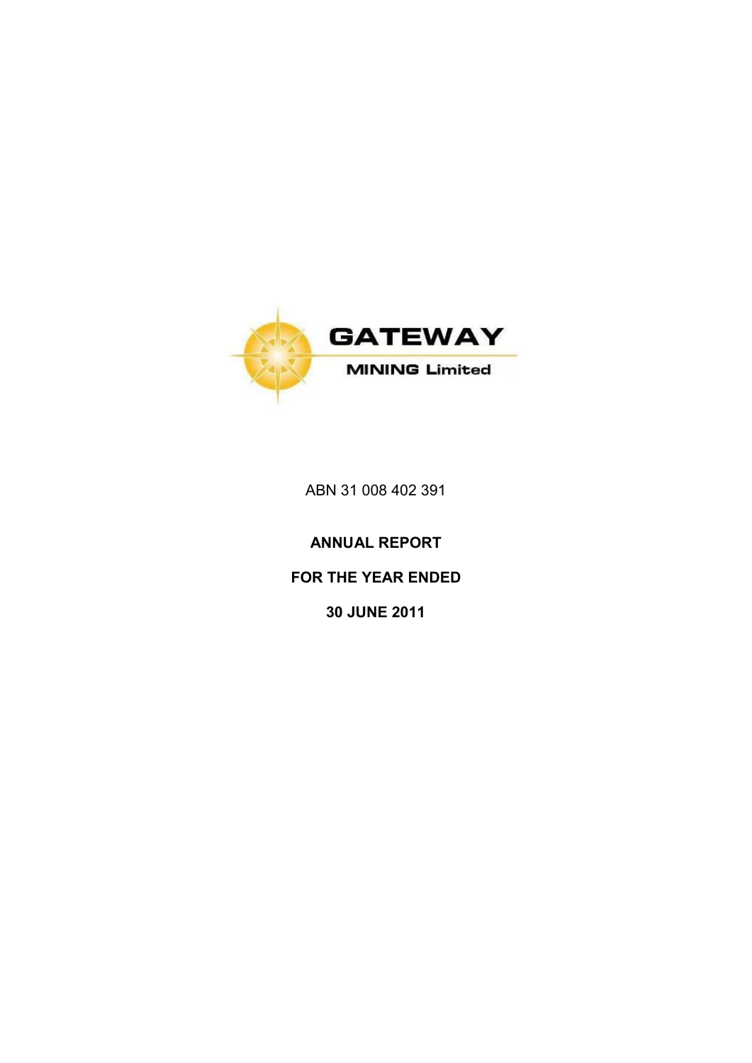GATEWAY

MINING Limited

ABN 31 008 402 391

**ANNUAL REPORT**

**FOR THE YEAR ENDED**

**30 JUNE 2011**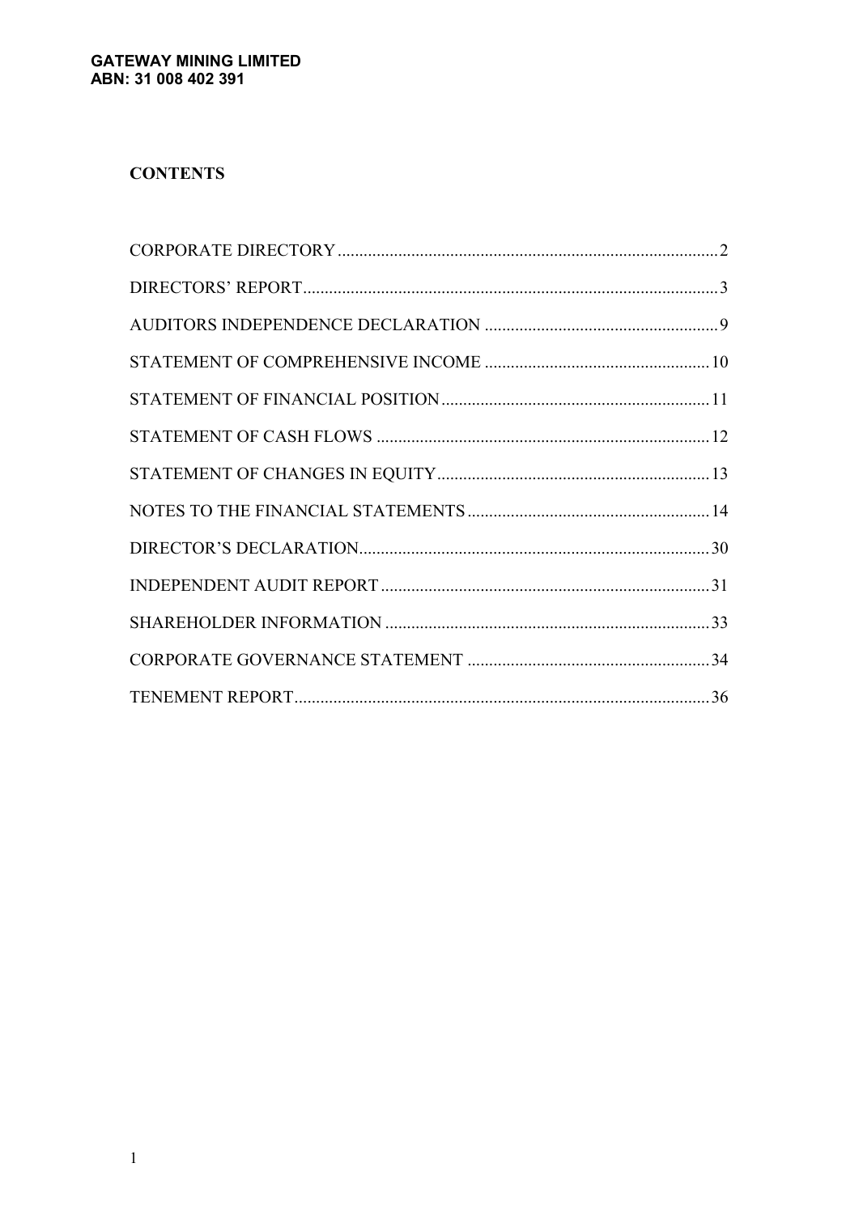**GATEWAY MINING LIMITED**
**ABN: 31 008 402 391**

## CONTENTS

| | |
|---|---|
| CORPORATE DIRECTORY | 2 |
| DIRECTORS' REPORT | 3 |
| AUDITORS INDEPENDENCE DECLARATION | 9 |
| STATEMENT OF COMPREHENSIVE INCOME | 10 |
| STATEMENT OF FINANCIAL POSITION | 11 |
| STATEMENT OF CASH FLOWS | 12 |
| STATEMENT OF CHANGES IN EQUITY | 13 |
| NOTES TO THE FINANCIAL STATEMENTS | 14 |
| DIRECTOR'S DECLARATION | 30 |
| INDEPENDENT AUDIT REPORT | 31 |
| SHAREHOLDER INFORMATION | 33 |
| CORPORATE GOVERNANCE STATEMENT | 34 |
| TENEMENT REPORT | 36 |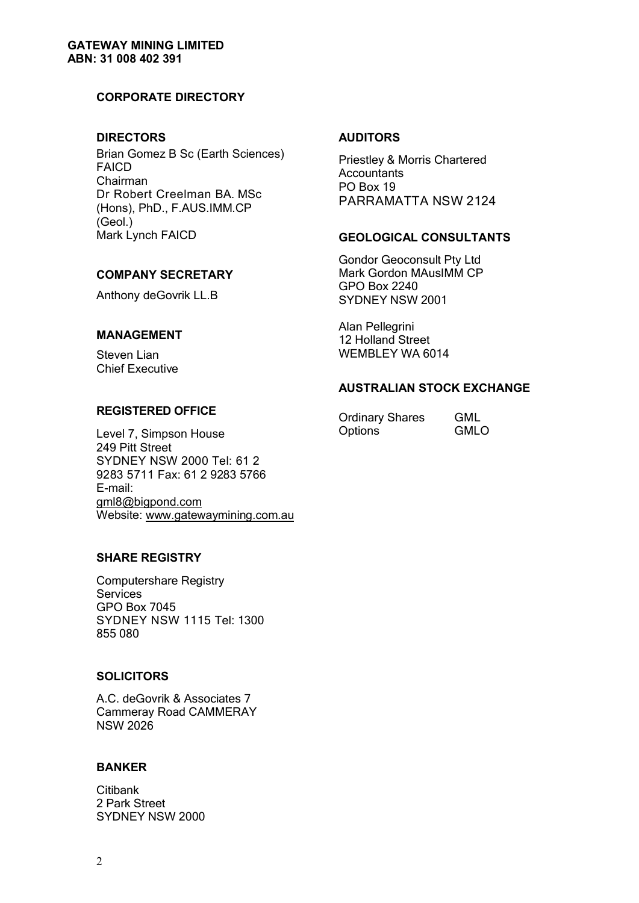**GATEWAY MINING LIMITED**
**ABN: 31 008 402 391**

## CORPORATE DIRECTORY

### DIRECTORS

Brian Gomez B Sc (Earth Sciences) FAICD
Chairman
Dr Robert Creelman BA. MSc (Hons), PhD., F.AUS.IMM.CP (Geol.)
Mark Lynch FAICD

### COMPANY SECRETARY

Anthony deGovrik LL.B

### MANAGEMENT

Steven Lian
Chief Executive

### REGISTERED OFFICE

Level 7, Simpson House
249 Pitt Street
SYDNEY NSW 2000 Tel: 61 2 9283 5711 Fax: 61 2 9283 5766
E-mail: gml8@bigpond.com
Website: www.gatewaymining.com.au

### SHARE REGISTRY

Computershare Registry Services
GPO Box 7045
SYDNEY NSW 1115 Tel: 1300 855 080

### SOLICITORS

A.C. deGovrik & Associates 7 Cammeray Road CAMMERAY NSW 2026

### BANKER

Citibank
2 Park Street
SYDNEY NSW 2000

### AUDITORS

Priestley & Morris Chartered Accountants
PO Box 19
PARRAMATTA NSW 2124

### GEOLOGICAL CONSULTANTS

Gondor Geoconsult Pty Ltd
Mark Gordon MAusIMM CP
GPO Box 2240
SYDNEY NSW 2001

Alan Pellegrini
12 Holland Street
WEMBLEY WA 6014

### AUSTRALIAN STOCK EXCHANGE

| | |
|---|---|
| Ordinary Shares | GML |
| Options | GMLO |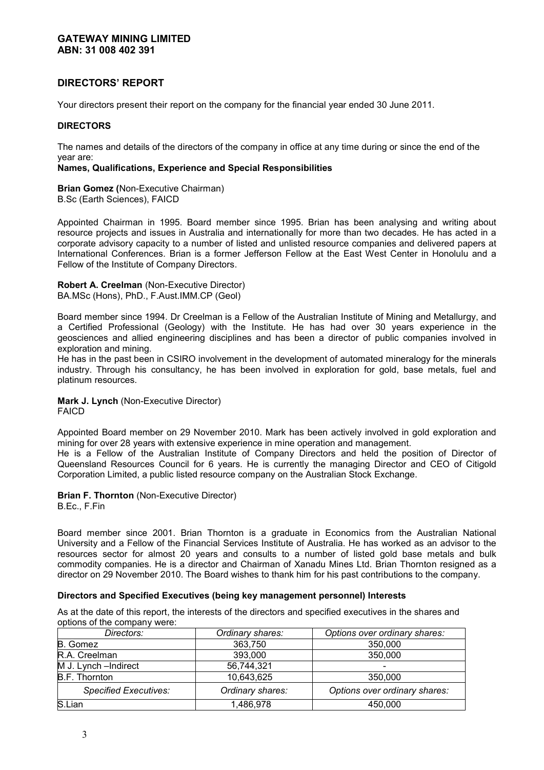GATEWAY MINING LIMITED
ABN: 31 008 402 391

## DIRECTORS' REPORT

Your directors present their report on the company for the financial year ended 30 June 2011.

### DIRECTORS

The names and details of the directors of the company in office at any time during or since the end of the year are:

**Names, Qualifications, Experience and Special Responsibilities**

**Brian Gomez (**Non-Executive Chairman)
B.Sc (Earth Sciences), FAICD

Appointed Chairman in 1995. Board member since 1995. Brian has been analysing and writing about resource projects and issues in Australia and internationally for more than two decades. He has acted in a corporate advisory capacity to a number of listed and unlisted resource companies and delivered papers at International Conferences. Brian is a former Jefferson Fellow at the East West Center in Honolulu and a Fellow of the Institute of Company Directors.

**Robert A. Creelman** (Non-Executive Director)
BA.MSc (Hons), PhD., F.Aust.IMM.CP (Geol)

Board member since 1994. Dr Creelman is a Fellow of the Australian Institute of Mining and Metallurgy, and a Certified Professional (Geology) with the Institute. He has had over 30 years experience in the geosciences and allied engineering disciplines and has been a director of public companies involved in exploration and mining.

He has in the past been in CSIRO involvement in the development of automated mineralogy for the minerals industry. Through his consultancy, he has been involved in exploration for gold, base metals, fuel and platinum resources.

**Mark J. Lynch** (Non-Executive Director)
FAICD

Appointed Board member on 29 November 2010. Mark has been actively involved in gold exploration and mining for over 28 years with extensive experience in mine operation and management.

He is a Fellow of the Australian Institute of Company Directors and held the position of Director of Queensland Resources Council for 6 years. He is currently the managing Director and CEO of Citigold Corporation Limited, a public listed resource company on the Australian Stock Exchange.

**Brian F. Thornton** (Non-Executive Director)
B.Ec., F.Fin

Board member since 2001. Brian Thornton is a graduate in Economics from the Australian National University and a Fellow of the Financial Services Institute of Australia. He has worked as an advisor to the resources sector for almost 20 years and consults to a number of listed gold base metals and bulk commodity companies. He is a director and Chairman of Xanadu Mines Ltd. Brian Thornton resigned as a director on 29 November 2010. The Board wishes to thank him for his past contributions to the company.

**Directors and Specified Executives (being key management personnel) Interests**

As at the date of this report, the interests of the directors and specified executives in the shares and options of the company were:

| *Directors:* | *Ordinary shares:* | *Options over ordinary shares:* |
|---|---|---|
| B. Gomez | 363,750 | 350,000 |
| R.A. Creelman | 393,000 | 350,000 |
| M J. Lynch –Indirect | 56,744,321 | - |
| B.F. Thornton | 10,643,625 | 350,000 |
| *Specified Executives:* | *Ordinary shares:* | *Options over ordinary shares:* |
| S.Lian | 1,486,978 | 450,000 |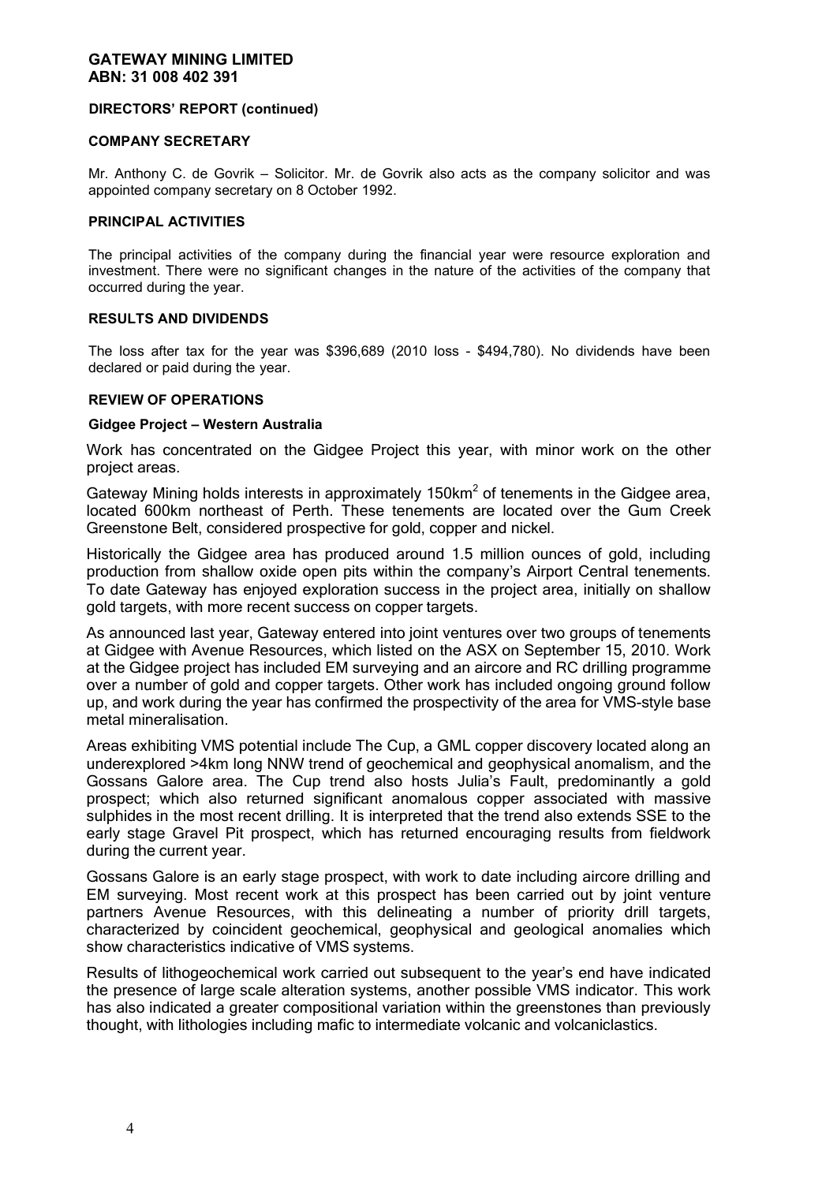**GATEWAY MINING LIMITED**
**ABN: 31 008 402 391**

**DIRECTORS' REPORT (continued)**

**COMPANY SECRETARY**

Mr. Anthony C. de Govrik – Solicitor. Mr. de Govrik also acts as the company solicitor and was appointed company secretary on 8 October 1992.

**PRINCIPAL ACTIVITIES**

The principal activities of the company during the financial year were resource exploration and investment. There were no significant changes in the nature of the activities of the company that occurred during the year.

**RESULTS AND DIVIDENDS**

The loss after tax for the year was $396,689 (2010 loss - $494,780). No dividends have been declared or paid during the year.

**REVIEW OF OPERATIONS**

**Gidgee Project – Western Australia**

Work has concentrated on the Gidgee Project this year, with minor work on the other project areas.

Gateway Mining holds interests in approximately 150km$^2$ of tenements in the Gidgee area, located 600km northeast of Perth. These tenements are located over the Gum Creek Greenstone Belt, considered prospective for gold, copper and nickel.

Historically the Gidgee area has produced around 1.5 million ounces of gold, including production from shallow oxide open pits within the company's Airport Central tenements. To date Gateway has enjoyed exploration success in the project area, initially on shallow gold targets, with more recent success on copper targets.

As announced last year, Gateway entered into joint ventures over two groups of tenements at Gidgee with Avenue Resources, which listed on the ASX on September 15, 2010. Work at the Gidgee project has included EM surveying and an aircore and RC drilling programme over a number of gold and copper targets. Other work has included ongoing ground follow up, and work during the year has confirmed the prospectivity of the area for VMS-style base metal mineralisation.

Areas exhibiting VMS potential include The Cup, a GML copper discovery located along an underexplored >4km long NNW trend of geochemical and geophysical anomalism, and the Gossans Galore area. The Cup trend also hosts Julia's Fault, predominantly a gold prospect; which also returned significant anomalous copper associated with massive sulphides in the most recent drilling. It is interpreted that the trend also extends SSE to the early stage Gravel Pit prospect, which has returned encouraging results from fieldwork during the current year.

Gossans Galore is an early stage prospect, with work to date including aircore drilling and EM surveying. Most recent work at this prospect has been carried out by joint venture partners Avenue Resources, with this delineating a number of priority drill targets, characterized by coincident geochemical, geophysical and geological anomalies which show characteristics indicative of VMS systems.

Results of lithogeochemical work carried out subsequent to the year's end have indicated the presence of large scale alteration systems, another possible VMS indicator. This work has also indicated a greater compositional variation within the greenstones than previously thought, with lithologies including mafic to intermediate volcanic and volcaniclastics.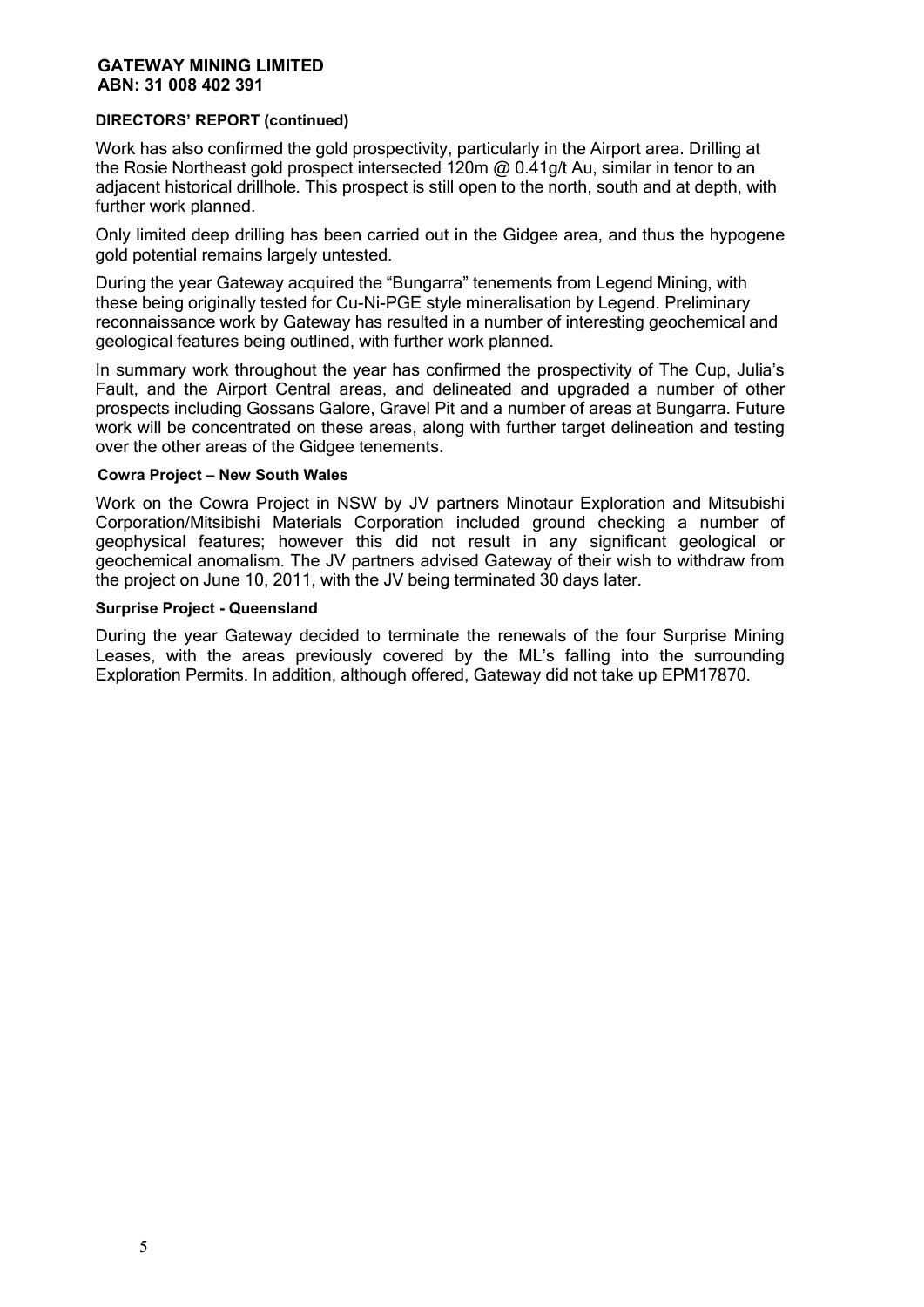**DIRECTORS' REPORT (continued)**

Work has also confirmed the gold prospectivity, particularly in the Airport area. Drilling at the Rosie Northeast gold prospect intersected 120m @ 0.41g/t Au, similar in tenor to an adjacent historical drillhole. This prospect is still open to the north, south and at depth, with further work planned.

Only limited deep drilling has been carried out in the Gidgee area, and thus the hypogene gold potential remains largely untested.

During the year Gateway acquired the "Bungarra" tenements from Legend Mining, with these being originally tested for Cu-Ni-PGE style mineralisation by Legend. Preliminary reconnaissance work by Gateway has resulted in a number of interesting geochemical and geological features being outlined, with further work planned.

In summary work throughout the year has confirmed the prospectivity of The Cup, Julia's Fault, and the Airport Central areas, and delineated and upgraded a number of other prospects including Gossans Galore, Gravel Pit and a number of areas at Bungarra. Future work will be concentrated on these areas, along with further target delineation and testing over the other areas of the Gidgee tenements.

**Cowra Project – New South Wales**

Work on the Cowra Project in NSW by JV partners Minotaur Exploration and Mitsubishi Corporation/Mitsibishi Materials Corporation included ground checking a number of geophysical features; however this did not result in any significant geological or geochemical anomalism. The JV partners advised Gateway of their wish to withdraw from the project on June 10, 2011, with the JV being terminated 30 days later.

**Surprise Project - Queensland**

During the year Gateway decided to terminate the renewals of the four Surprise Mining Leases, with the areas previously covered by the ML's falling into the surrounding Exploration Permits. In addition, although offered, Gateway did not take up EPM17870.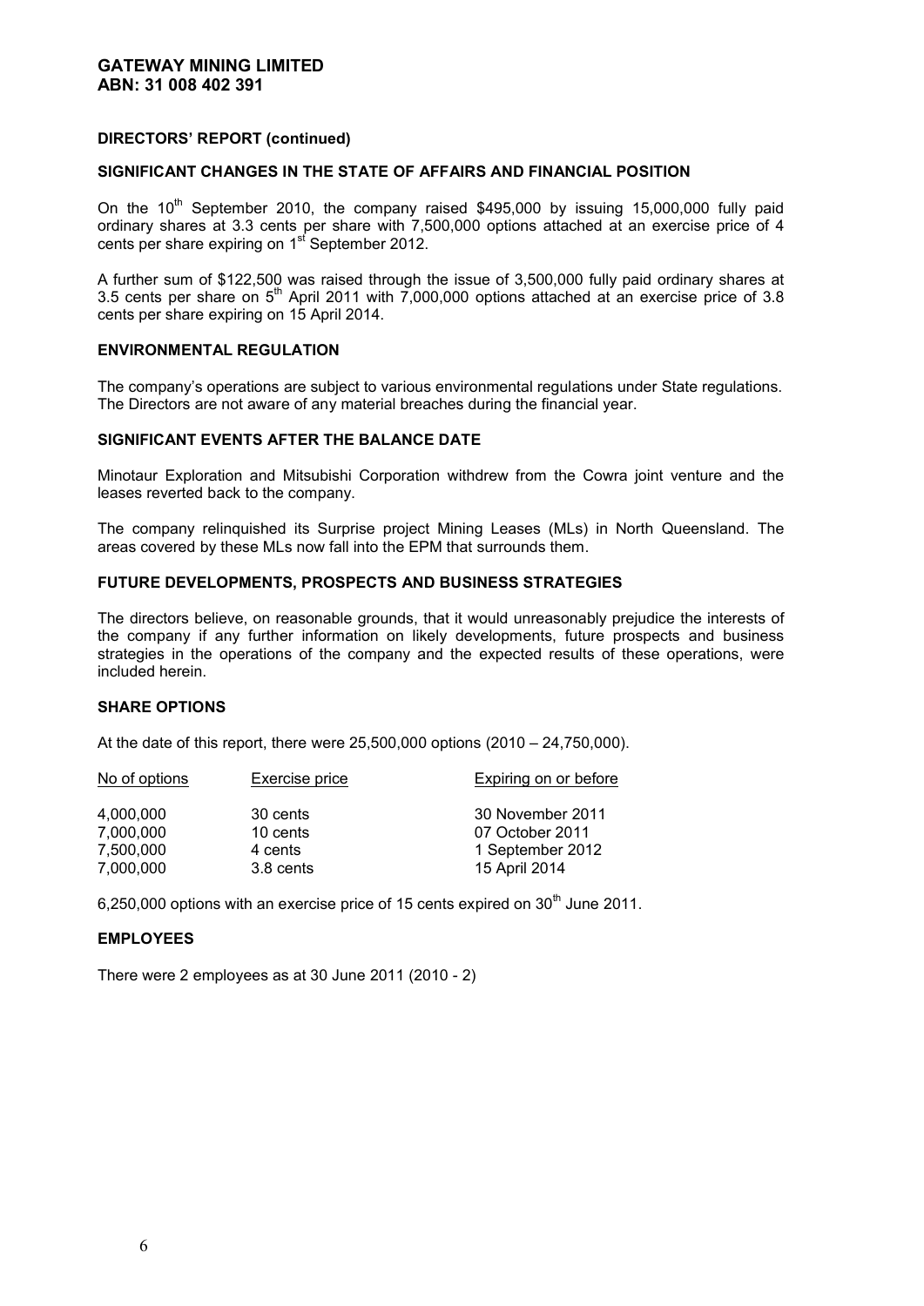# GATEWAY MINING LIMITED
# ABN: 31 008 402 391

## DIRECTORS' REPORT (continued)

### SIGNIFICANT CHANGES IN THE STATE OF AFFAIRS AND FINANCIAL POSITION

On the 10th September 2010, the company raised $495,000 by issuing 15,000,000 fully paid ordinary shares at 3.3 cents per share with 7,500,000 options attached at an exercise price of 4 cents per share expiring on 1st September 2012.

A further sum of $122,500 was raised through the issue of 3,500,000 fully paid ordinary shares at 3.5 cents per share on 5th April 2011 with 7,000,000 options attached at an exercise price of 3.8 cents per share expiring on 15 April 2014.

### ENVIRONMENTAL REGULATION

The company's operations are subject to various environmental regulations under State regulations. The Directors are not aware of any material breaches during the financial year.

### SIGNIFICANT EVENTS AFTER THE BALANCE DATE

Minotaur Exploration and Mitsubishi Corporation withdrew from the Cowra joint venture and the leases reverted back to the company.

The company relinquished its Surprise project Mining Leases (MLs) in North Queensland. The areas covered by these MLs now fall into the EPM that surrounds them.

### FUTURE DEVELOPMENTS, PROSPECTS AND BUSINESS STRATEGIES

The directors believe, on reasonable grounds, that it would unreasonably prejudice the interests of the company if any further information on likely developments, future prospects and business strategies in the operations of the company and the expected results of these operations, were included herein.

### SHARE OPTIONS

At the date of this report, there were 25,500,000 options (2010 – 24,750,000).

| No of options | Exercise price | Expiring on or before |
|---|---|---|
| 4,000,000 | 30 cents | 30 November 2011 |
| 7,000,000 | 10 cents | 07 October 2011 |
| 7,500,000 | 4 cents | 1 September 2012 |
| 7,000,000 | 3.8 cents | 15 April 2014 |

6,250,000 options with an exercise price of 15 cents expired on 30th June 2011.

### EMPLOYEES

There were 2 employees as at 30 June 2011 (2010 - 2)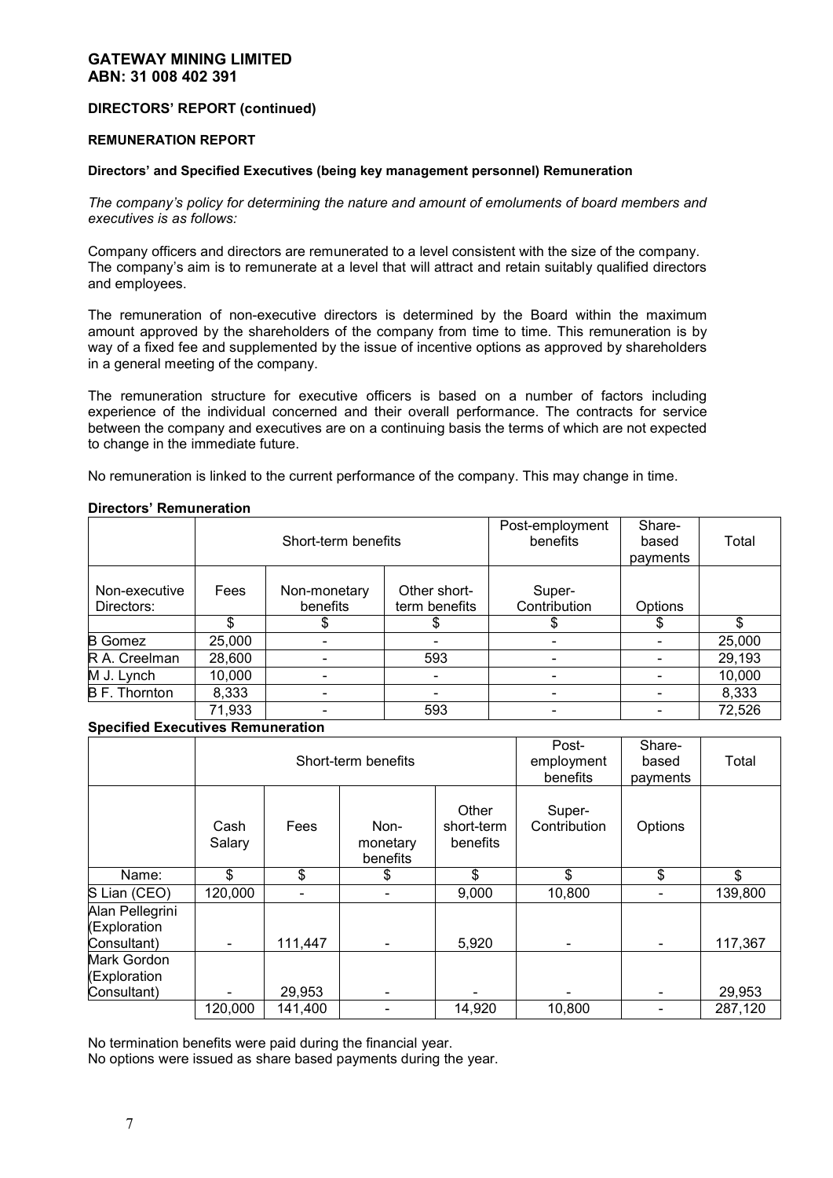**GATEWAY MINING LIMITED**
**ABN: 31 008 402 391**

**DIRECTORS' REPORT (continued)**

**REMUNERATION REPORT**

**Directors' and Specified Executives (being key management personnel) Remuneration**

*The company's policy for determining the nature and amount of emoluments of board members and executives is as follows:*

Company officers and directors are remunerated to a level consistent with the size of the company. The company's aim is to remunerate at a level that will attract and retain suitably qualified directors and employees.

The remuneration of non-executive directors is determined by the Board within the maximum amount approved by the shareholders of the company from time to time. This remuneration is by way of a fixed fee and supplemented by the issue of incentive options as approved by shareholders in a general meeting of the company.

The remuneration structure for executive officers is based on a number of factors including experience of the individual concerned and their overall performance. The contracts for service between the company and executives are on a continuing basis the terms of which are not expected to change in the immediate future.

No remuneration is linked to the current performance of the company. This may change in time.

**Directors' Remuneration**

| | Short-term benefits | | | Post-employment benefits | Share-based payments | Total |
|---|---|---|---|---|---|---|
| Non-executive Directors: | Fees | Non-monetary benefits | Other short-term benefits | Super-Contribution | Options | |
| | $ | $ | $ | $ | $ | $ |
| B Gomez | 25,000 | - | - | - | - | 25,000 |
| R A. Creelman | 28,600 | - | 593 | - | - | 29,193 |
| M J. Lynch | 10,000 | - | - | - | - | 10,000 |
| B F. Thornton | 8,333 | - | - | - | - | 8,333 |
| | 71,933 | - | 593 | - | - | 72,526 |

**Specified Executives Remuneration**

| | Short-term benefits | | | | Post-employment benefits | Share-based payments | Total |
|---|---|---|---|---|---|---|---|
| | Cash Salary | Fees | Non-monetary benefits | Other short-term benefits | Super-Contribution | Options | |
| Name: | $ | $ | $ | $ | $ | $ | $ |
| S Lian (CEO) | 120,000 | - | - | 9,000 | 10,800 | - | 139,800 |
| Alan Pellegrini (Exploration Consultant) | - | 111,447 | - | 5,920 | - | - | 117,367 |
| Mark Gordon (Exploration Consultant) | - | 29,953 | - | - | - | - | 29,953 |
| | 120,000 | 141,400 | - | 14,920 | 10,800 | - | 287,120 |

No termination benefits were paid during the financial year.
No options were issued as share based payments during the year.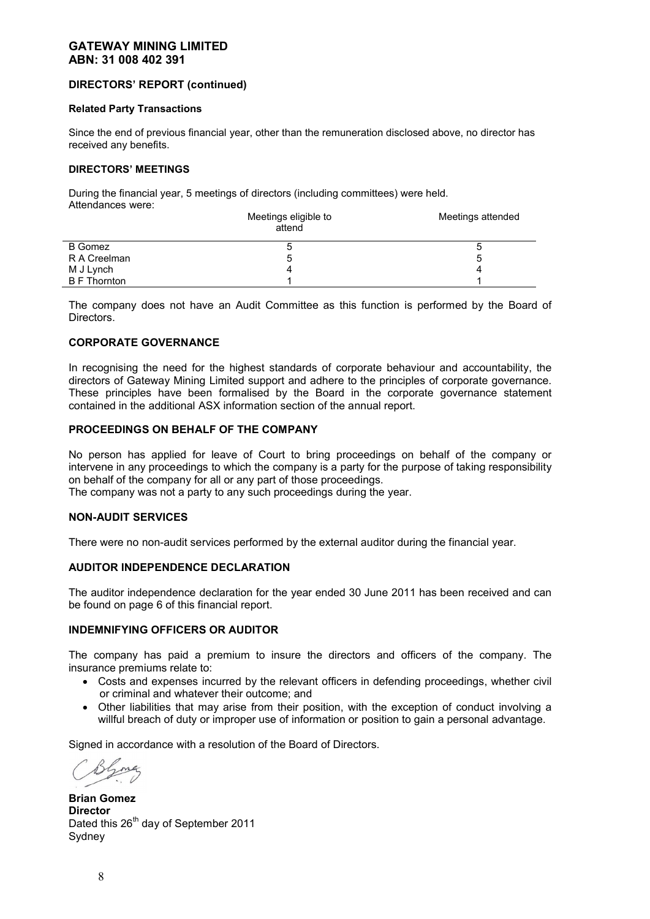**GATEWAY MINING LIMITED**
**ABN: 31 008 402 391**

## DIRECTORS' REPORT (continued)

### Related Party Transactions

Since the end of previous financial year, other than the remuneration disclosed above, no director has received any benefits.

### DIRECTORS' MEETINGS

During the financial year, 5 meetings of directors (including committees) were held.
Attendances were:

| | Meetings eligible to attend | Meetings attended |
|---|---|---|
| B Gomez | 5 | 5 |
| R A Creelman | 5 | 5 |
| M J Lynch | 4 | 4 |
| B F Thornton | 1 | 1 |

The company does not have an Audit Committee as this function is performed by the Board of Directors.

### CORPORATE GOVERNANCE

In recognising the need for the highest standards of corporate behaviour and accountability, the directors of Gateway Mining Limited support and adhere to the principles of corporate governance. These principles have been formalised by the Board in the corporate governance statement contained in the additional ASX information section of the annual report.

### PROCEEDINGS ON BEHALF OF THE COMPANY

No person has applied for leave of Court to bring proceedings on behalf of the company or intervene in any proceedings to which the company is a party for the purpose of taking responsibility on behalf of the company for all or any part of those proceedings.
The company was not a party to any such proceedings during the year.

### NON-AUDIT SERVICES

There were no non-audit services performed by the external auditor during the financial year.

### AUDITOR INDEPENDENCE DECLARATION

The auditor independence declaration for the year ended 30 June 2011 has been received and can be found on page 6 of this financial report.

### INDEMNIFYING OFFICERS OR AUDITOR

The company has paid a premium to insure the directors and officers of the company. The insurance premiums relate to:

- Costs and expenses incurred by the relevant officers in defending proceedings, whether civil or criminal and whatever their outcome; and
- Other liabilities that may arise from their position, with the exception of conduct involving a willful breach of duty or improper use of information or position to gain a personal advantage.

Signed in accordance with a resolution of the Board of Directors.

**Brian Gomez**
**Director**
Dated this 26th day of September 2011
Sydney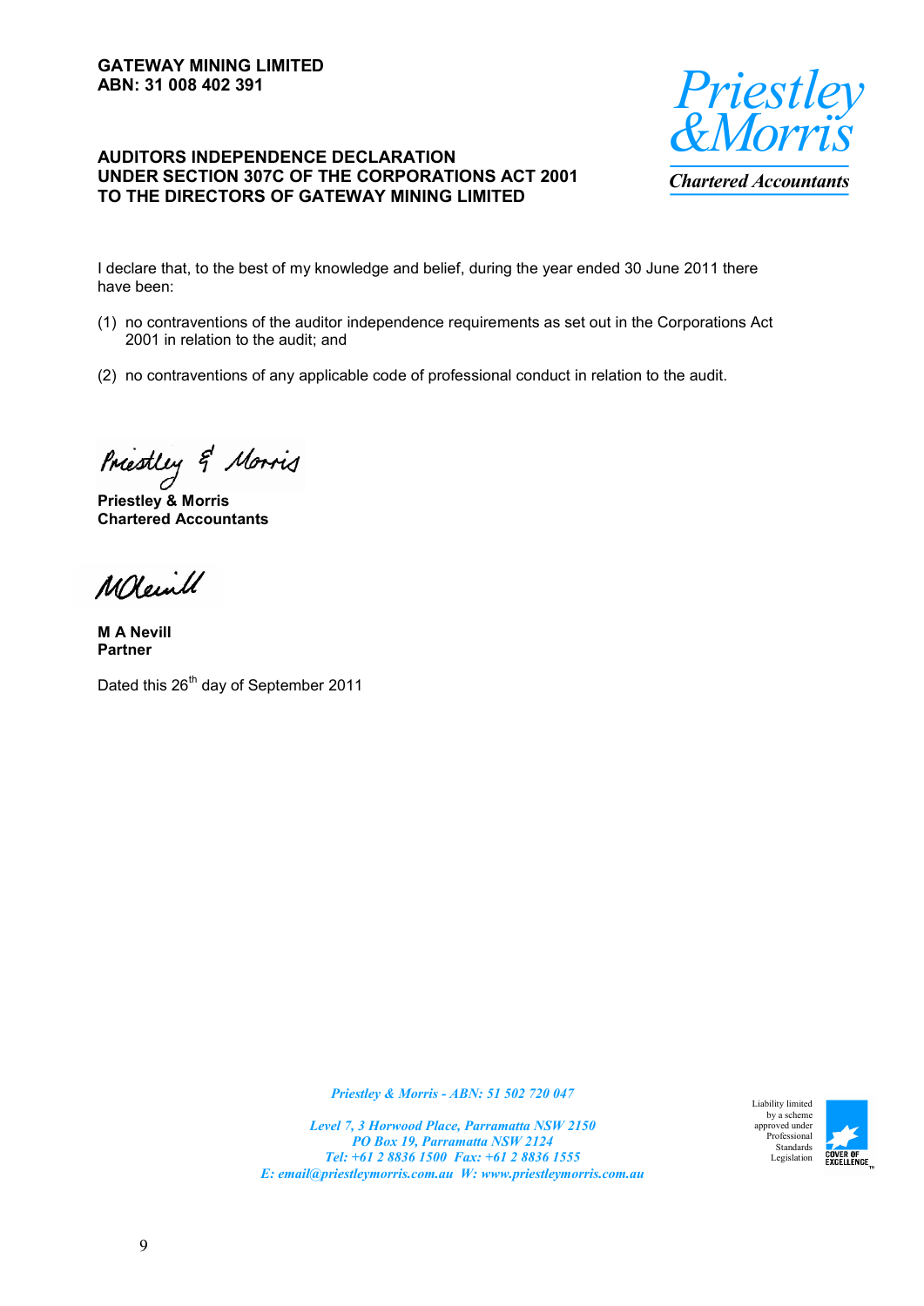**GATEWAY MINING LIMITED**
**ABN: 31 008 402 391**

*Priestley & Morris*
*Chartered Accountants*

**AUDITORS INDEPENDENCE DECLARATION UNDER SECTION 307C OF THE CORPORATIONS ACT 2001 TO THE DIRECTORS OF GATEWAY MINING LIMITED**

I declare that, to the best of my knowledge and belief, during the year ended 30 June 2011 there have been:

(1) no contraventions of the auditor independence requirements as set out in the Corporations Act 2001 in relation to the audit; and

(2) no contraventions of any applicable code of professional conduct in relation to the audit.

**Priestley & Morris**
**Chartered Accountants**

**M A Nevill**
**Partner**

Dated this 26th day of September 2011

*Priestley & Morris - ABN: 51 502 720 047*

*Level 7, 3 Horwood Place, Parramatta NSW 2150*
*PO Box 19, Parramatta NSW 2124*
*Tel: +61 2 8836 1500 Fax: +61 2 8836 1555*
*E: email@priestleymorris.com.au W: www.priestleymorris.com.au*

Liability limited by a scheme approved under Professional Standards Legislation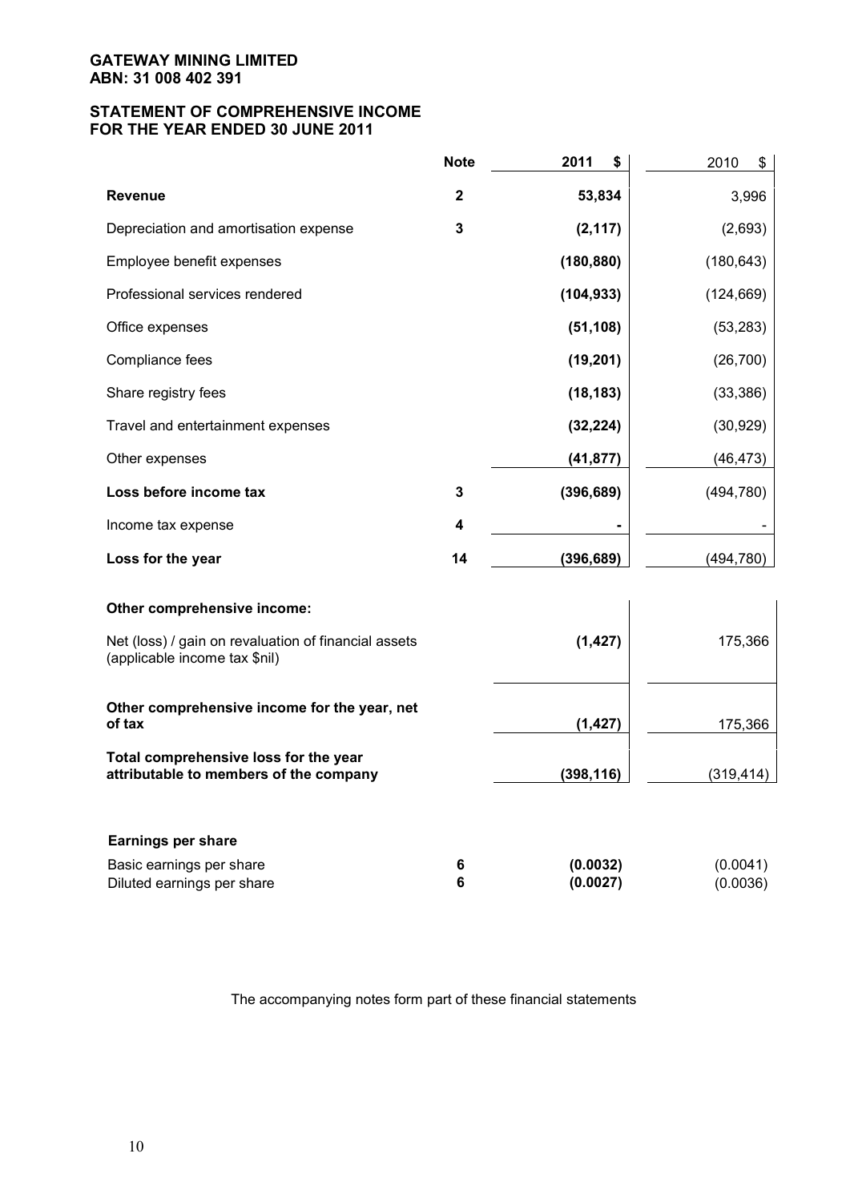**GATEWAY MINING LIMITED**
**ABN: 31 008 402 391**

## STATEMENT OF COMPREHENSIVE INCOME FOR THE YEAR ENDED 30 JUNE 2011

| | Note | 2011 $ | 2010 $ |
|---|---|---|---|
| **Revenue** | **2** | **53,834** | 3,996 |
| Depreciation and amortisation expense | **3** | **(2,117)** | (2,693) |
| Employee benefit expenses | | **(180,880)** | (180,643) |
| Professional services rendered | | **(104,933)** | (124,669) |
| Office expenses | | **(51,108)** | (53,283) |
| Compliance fees | | **(19,201)** | (26,700) |
| Share registry fees | | **(18,183)** | (33,386) |
| Travel and entertainment expenses | | **(32,224)** | (30,929) |
| Other expenses | | **(41,877)** | (46,473) |
| **Loss before income tax** | **3** | **(396,689)** | (494,780) |
| Income tax expense | **4** | **-** | - |
| **Loss for the year** | **14** | **(396,689)** | (494,780) |
| **Other comprehensive income:** | | | |
| Net (loss) / gain on revaluation of financial assets (applicable income tax $nil) | | **(1,427)** | 175,366 |
| **Other comprehensive income for the year, net of tax** | | **(1,427)** | 175,366 |
| **Total comprehensive loss for the year attributable to members of the company** | | **(398,116)** | (319,414) |
| **Earnings per share** | | | |
| Basic earnings per share | **6** | **(0.0032)** | (0.0041) |
| Diluted earnings per share | **6** | **(0.0027)** | (0.0036) |

The accompanying notes form part of these financial statements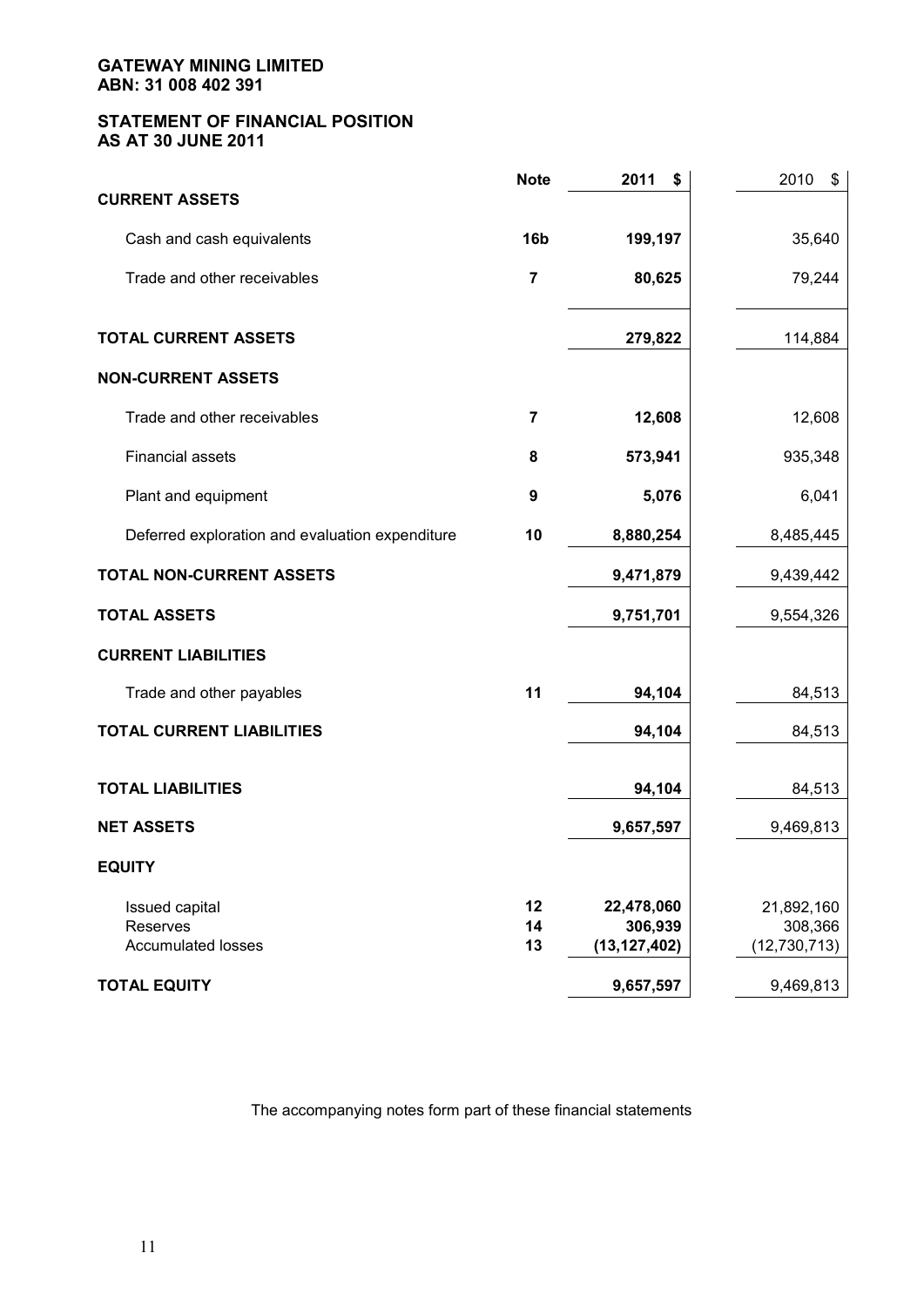**GATEWAY MINING LIMITED**
**ABN: 31 008 402 391**

# STATEMENT OF FINANCIAL POSITION AS AT 30 JUNE 2011

| | Note | 2011 $ | 2010 $ |
|---|---|---|---|
| **CURRENT ASSETS** | | | |
| Cash and cash equivalents | **16b** | **199,197** | 35,640 |
| Trade and other receivables | **7** | **80,625** | 79,244 |
| **TOTAL CURRENT ASSETS** | | **279,822** | 114,884 |
| **NON-CURRENT ASSETS** | | | |
| Trade and other receivables | **7** | **12,608** | 12,608 |
| Financial assets | **8** | **573,941** | 935,348 |
| Plant and equipment | **9** | **5,076** | 6,041 |
| Deferred exploration and evaluation expenditure | **10** | **8,880,254** | 8,485,445 |
| **TOTAL NON-CURRENT ASSETS** | | **9,471,879** | 9,439,442 |
| **TOTAL ASSETS** | | **9,751,701** | 9,554,326 |
| **CURRENT LIABILITIES** | | | |
| Trade and other payables | **11** | **94,104** | 84,513 |
| **TOTAL CURRENT LIABILITIES** | | **94,104** | 84,513 |
| **TOTAL LIABILITIES** | | **94,104** | 84,513 |
| **NET ASSETS** | | **9,657,597** | 9,469,813 |
| **EQUITY** | | | |
| Issued capital | **12** | **22,478,060** | 21,892,160 |
| Reserves | **14** | **306,939** | 308,366 |
| Accumulated losses | **13** | **(13,127,402)** | (12,730,713) |
| **TOTAL EQUITY** | | **9,657,597** | 9,469,813 |

The accompanying notes form part of these financial statements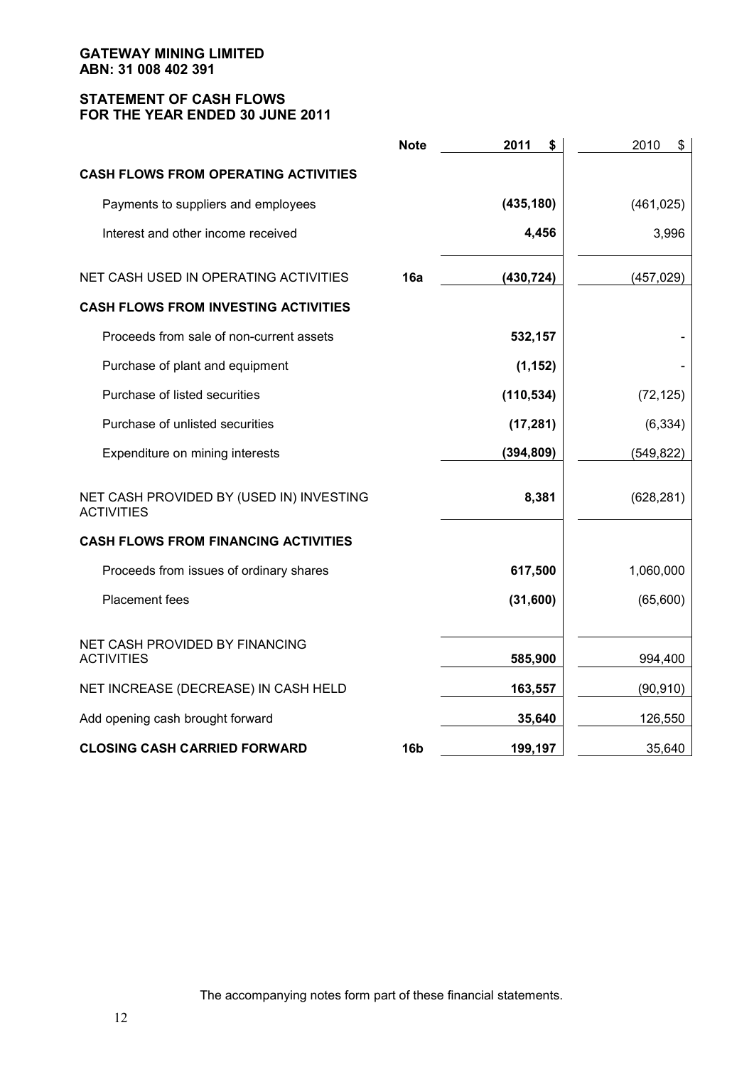**GATEWAY MINING LIMITED**
**ABN: 31 008 402 391**

## STATEMENT OF CASH FLOWS
## FOR THE YEAR ENDED 30 JUNE 2011

| | Note | 2011 $ | 2010 $ |
|---|---|---|---|
| **CASH FLOWS FROM OPERATING ACTIVITIES** | | | |
| Payments to suppliers and employees | | **(435,180)** | (461,025) |
| Interest and other income received | | **4,456** | 3,996 |
| NET CASH USED IN OPERATING ACTIVITIES | **16a** | **(430,724)** | (457,029) |
| **CASH FLOWS FROM INVESTING ACTIVITIES** | | | |
| Proceeds from sale of non-current assets | | **532,157** | - |
| Purchase of plant and equipment | | **(1,152)** | - |
| Purchase of listed securities | | **(110,534)** | (72,125) |
| Purchase of unlisted securities | | **(17,281)** | (6,334) |
| Expenditure on mining interests | | **(394,809)** | (549,822) |
| NET CASH PROVIDED BY (USED IN) INVESTING ACTIVITIES | | **8,381** | (628,281) |
| **CASH FLOWS FROM FINANCING ACTIVITIES** | | | |
| Proceeds from issues of ordinary shares | | **617,500** | 1,060,000 |
| Placement fees | | **(31,600)** | (65,600) |
| NET CASH PROVIDED BY FINANCING ACTIVITIES | | **585,900** | 994,400 |
| NET INCREASE (DECREASE) IN CASH HELD | | **163,557** | (90,910) |
| Add opening cash brought forward | | **35,640** | 126,550 |
| **CLOSING CASH CARRIED FORWARD** | **16b** | **199,197** | 35,640 |

The accompanying notes form part of these financial statements.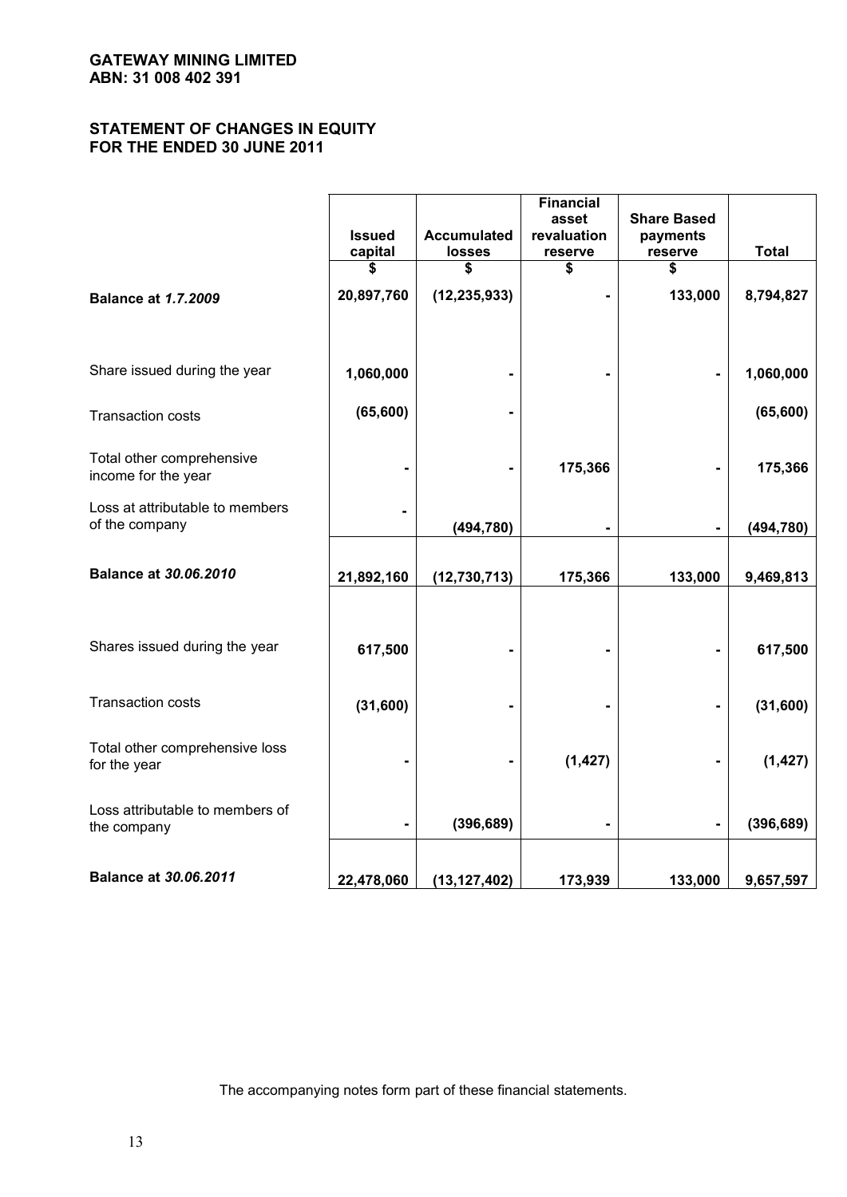**GATEWAY MINING LIMITED**
**ABN: 31 008 402 391**

## STATEMENT OF CHANGES IN EQUITY
## FOR THE ENDED 30 JUNE 2011

| | Issued capital | Accumulated losses | Financial asset revaluation reserve | Share Based payments reserve | Total |
|---|---|---|---|---|---|
| | $ | $ | $ | $ | |
| **Balance at *1.7.2009*** | **20,897,760** | **(12,235,933)** | **-** | **133,000** | **8,794,827** |
| Share issued during the year | **1,060,000** | **-** | **-** | **-** | **1,060,000** |
| Transaction costs | **(65,600)** | **-** | | | **(65,600)** |
| Total other comprehensive income for the year | **-** | **-** | **175,366** | **-** | **175,366** |
| Loss at attributable to members of the company | **-** | **(494,780)** | **-** | **-** | **(494,780)** |
| **Balance at *30.06.2010*** | **21,892,160** | **(12,730,713)** | **175,366** | **133,000** | **9,469,813** |
| Shares issued during the year | **617,500** | **-** | **-** | **-** | **617,500** |
| Transaction costs | **(31,600)** | **-** | **-** | **-** | **(31,600)** |
| Total other comprehensive loss for the year | **-** | **-** | **(1,427)** | **-** | **(1,427)** |
| Loss attributable to members of the company | **-** | **(396,689)** | **-** | **-** | **(396,689)** |
| **Balance at *30.06.2011*** | **22,478,060** | **(13,127,402)** | **173,939** | **133,000** | **9,657,597** |

The accompanying notes form part of these financial statements.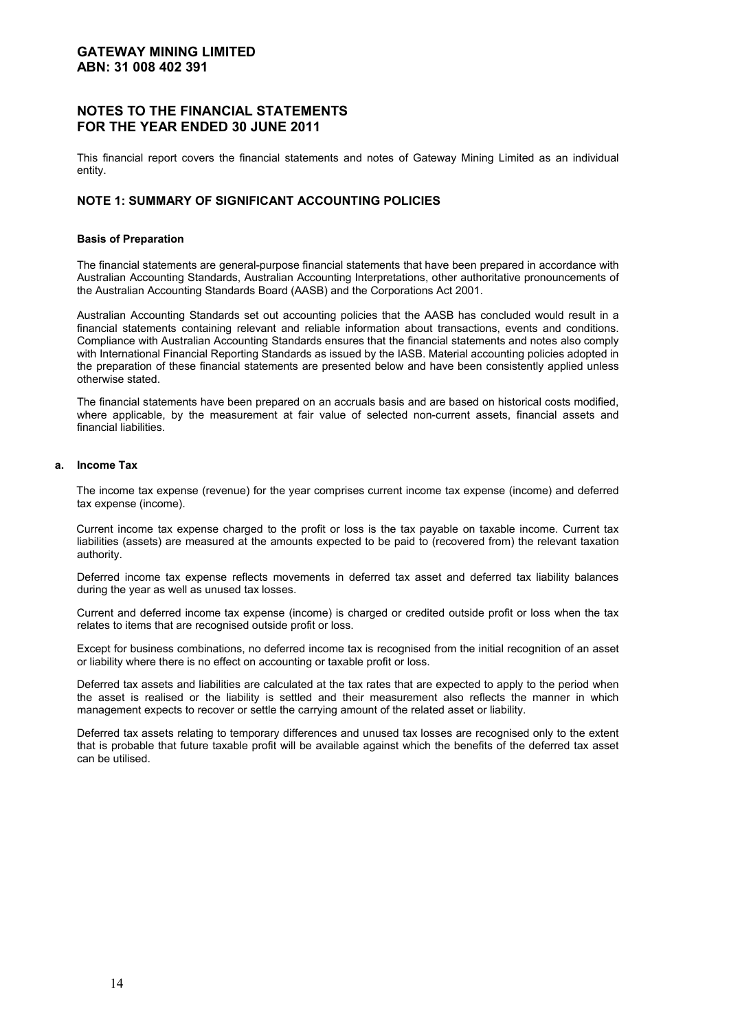**GATEWAY MINING LIMITED**
**ABN: 31 008 402 391**

## NOTES TO THE FINANCIAL STATEMENTS FOR THE YEAR ENDED 30 JUNE 2011

This financial report covers the financial statements and notes of Gateway Mining Limited as an individual entity.

### NOTE 1: SUMMARY OF SIGNIFICANT ACCOUNTING POLICIES

**Basis of Preparation**

The financial statements are general-purpose financial statements that have been prepared in accordance with Australian Accounting Standards, Australian Accounting Interpretations, other authoritative pronouncements of the Australian Accounting Standards Board (AASB) and the Corporations Act 2001.

Australian Accounting Standards set out accounting policies that the AASB has concluded would result in a financial statements containing relevant and reliable information about transactions, events and conditions. Compliance with Australian Accounting Standards ensures that the financial statements and notes also comply with International Financial Reporting Standards as issued by the IASB. Material accounting policies adopted in the preparation of these financial statements are presented below and have been consistently applied unless otherwise stated.

The financial statements have been prepared on an accruals basis and are based on historical costs modified, where applicable, by the measurement at fair value of selected non-current assets, financial assets and financial liabilities.

**a. Income Tax**

The income tax expense (revenue) for the year comprises current income tax expense (income) and deferred tax expense (income).

Current income tax expense charged to the profit or loss is the tax payable on taxable income. Current tax liabilities (assets) are measured at the amounts expected to be paid to (recovered from) the relevant taxation authority.

Deferred income tax expense reflects movements in deferred tax asset and deferred tax liability balances during the year as well as unused tax losses.

Current and deferred income tax expense (income) is charged or credited outside profit or loss when the tax relates to items that are recognised outside profit or loss.

Except for business combinations, no deferred income tax is recognised from the initial recognition of an asset or liability where there is no effect on accounting or taxable profit or loss.

Deferred tax assets and liabilities are calculated at the tax rates that are expected to apply to the period when the asset is realised or the liability is settled and their measurement also reflects the manner in which management expects to recover or settle the carrying amount of the related asset or liability.

Deferred tax assets relating to temporary differences and unused tax losses are recognised only to the extent that is probable that future taxable profit will be available against which the benefits of the deferred tax asset can be utilised.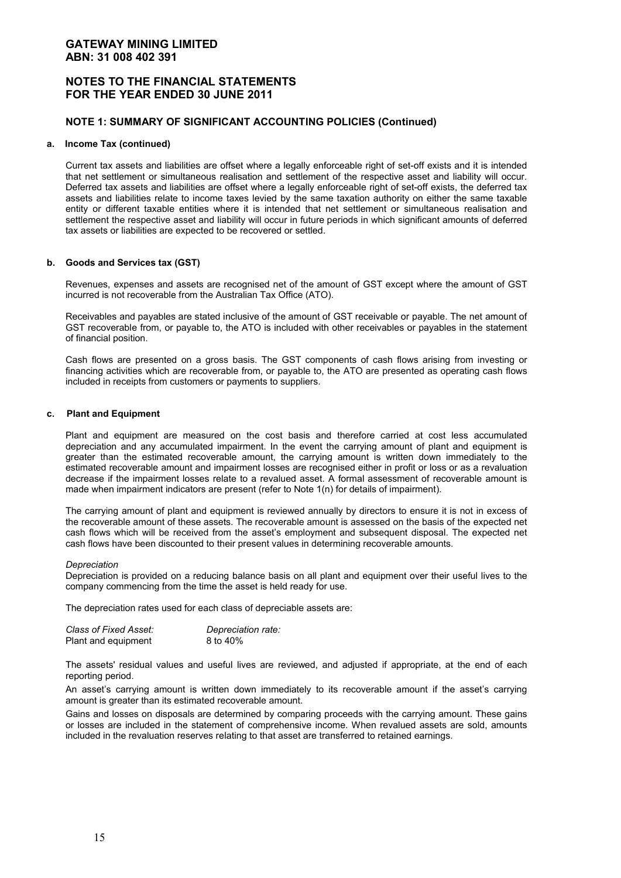# GATEWAY MINING LIMITED
# ABN: 31 008 402 391

## NOTES TO THE FINANCIAL STATEMENTS FOR THE YEAR ENDED 30 JUNE 2011

### NOTE 1: SUMMARY OF SIGNIFICANT ACCOUNTING POLICIES (Continued)

#### a. Income Tax (continued)

Current tax assets and liabilities are offset where a legally enforceable right of set-off exists and it is intended that net settlement or simultaneous realisation and settlement of the respective asset and liability will occur. Deferred tax assets and liabilities are offset where a legally enforceable right of set-off exists, the deferred tax assets and liabilities relate to income taxes levied by the same taxation authority on either the same taxable entity or different taxable entities where it is intended that net settlement or simultaneous realisation and settlement the respective asset and liability will occur in future periods in which significant amounts of deferred tax assets or liabilities are expected to be recovered or settled.

#### b. Goods and Services tax (GST)

Revenues, expenses and assets are recognised net of the amount of GST except where the amount of GST incurred is not recoverable from the Australian Tax Office (ATO).

Receivables and payables are stated inclusive of the amount of GST receivable or payable. The net amount of GST recoverable from, or payable to, the ATO is included with other receivables or payables in the statement of financial position.

Cash flows are presented on a gross basis. The GST components of cash flows arising from investing or financing activities which are recoverable from, or payable to, the ATO are presented as operating cash flows included in receipts from customers or payments to suppliers.

#### c. Plant and Equipment

Plant and equipment are measured on the cost basis and therefore carried at cost less accumulated depreciation and any accumulated impairment. In the event the carrying amount of plant and equipment is greater than the estimated recoverable amount, the carrying amount is written down immediately to the estimated recoverable amount and impairment losses are recognised either in profit or loss or as a revaluation decrease if the impairment losses relate to a revalued asset. A formal assessment of recoverable amount is made when impairment indicators are present (refer to Note 1(n) for details of impairment).

The carrying amount of plant and equipment is reviewed annually by directors to ensure it is not in excess of the recoverable amount of these assets. The recoverable amount is assessed on the basis of the expected net cash flows which will be received from the asset's employment and subsequent disposal. The expected net cash flows have been discounted to their present values in determining recoverable amounts.

*Depreciation*

Depreciation is provided on a reducing balance basis on all plant and equipment over their useful lives to the company commencing from the time the asset is held ready for use.

The depreciation rates used for each class of depreciable assets are:

| *Class of Fixed Asset:* | *Depreciation rate:* |
|---|---|
| Plant and equipment | 8 to 40% |

The assets' residual values and useful lives are reviewed, and adjusted if appropriate, at the end of each reporting period.

An asset's carrying amount is written down immediately to its recoverable amount if the asset's carrying amount is greater than its estimated recoverable amount.

Gains and losses on disposals are determined by comparing proceeds with the carrying amount. These gains or losses are included in the statement of comprehensive income. When revalued assets are sold, amounts included in the revaluation reserves relating to that asset are transferred to retained earnings.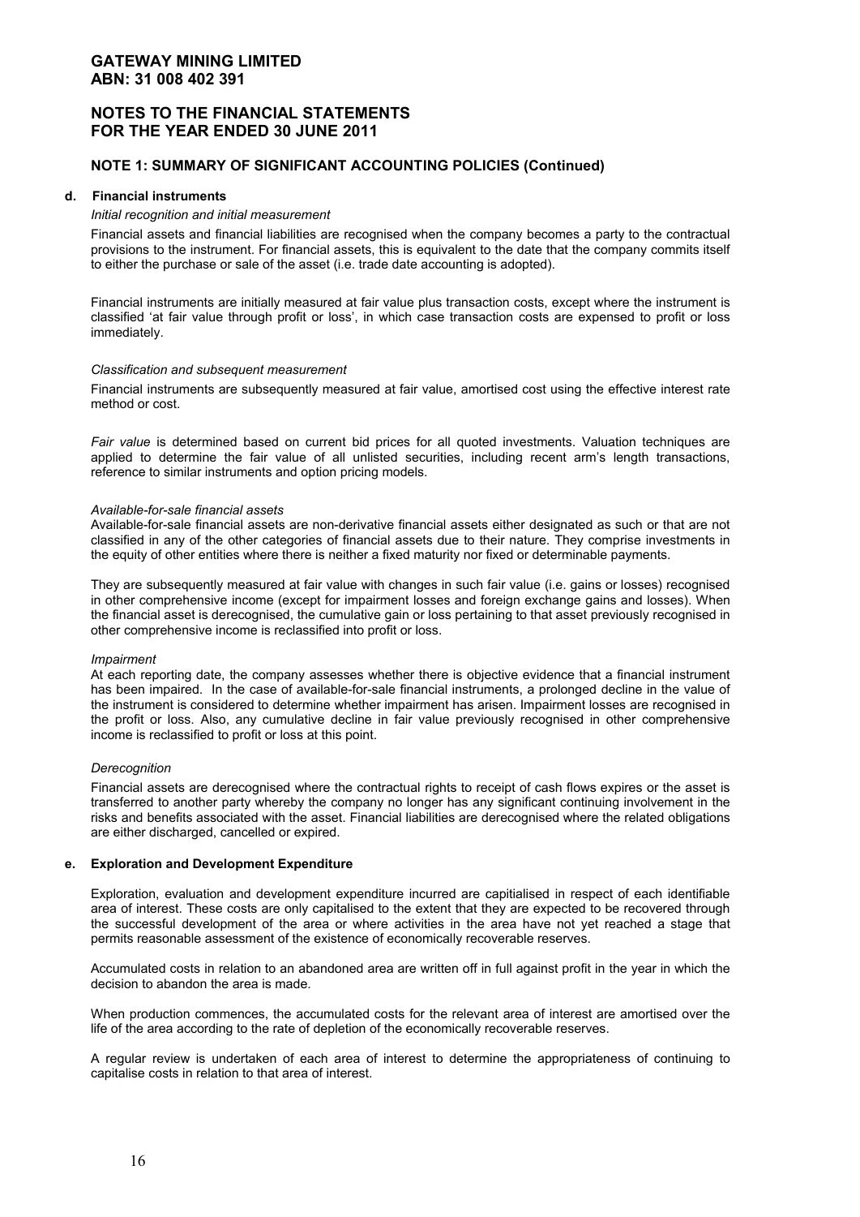# GATEWAY MINING LIMITED
# ABN: 31 008 402 391

## NOTES TO THE FINANCIAL STATEMENTS FOR THE YEAR ENDED 30 JUNE 2011

### NOTE 1: SUMMARY OF SIGNIFICANT ACCOUNTING POLICIES (Continued)

#### d. Financial instruments

*Initial recognition and initial measurement*

Financial assets and financial liabilities are recognised when the company becomes a party to the contractual provisions to the instrument. For financial assets, this is equivalent to the date that the company commits itself to either the purchase or sale of the asset (i.e. trade date accounting is adopted).

Financial instruments are initially measured at fair value plus transaction costs, except where the instrument is classified 'at fair value through profit or loss', in which case transaction costs are expensed to profit or loss immediately.

*Classification and subsequent measurement*

Financial instruments are subsequently measured at fair value, amortised cost using the effective interest rate method or cost.

*Fair value* is determined based on current bid prices for all quoted investments. Valuation techniques are applied to determine the fair value of all unlisted securities, including recent arm's length transactions, reference to similar instruments and option pricing models.

*Available-for-sale financial assets*

Available-for-sale financial assets are non-derivative financial assets either designated as such or that are not classified in any of the other categories of financial assets due to their nature. They comprise investments in the equity of other entities where there is neither a fixed maturity nor fixed or determinable payments.

They are subsequently measured at fair value with changes in such fair value (i.e. gains or losses) recognised in other comprehensive income (except for impairment losses and foreign exchange gains and losses). When the financial asset is derecognised, the cumulative gain or loss pertaining to that asset previously recognised in other comprehensive income is reclassified into profit or loss.

*Impairment*

At each reporting date, the company assesses whether there is objective evidence that a financial instrument has been impaired. In the case of available-for-sale financial instruments, a prolonged decline in the value of the instrument is considered to determine whether impairment has arisen. Impairment losses are recognised in the profit or loss. Also, any cumulative decline in fair value previously recognised in other comprehensive income is reclassified to profit or loss at this point.

*Derecognition*

Financial assets are derecognised where the contractual rights to receipt of cash flows expires or the asset is transferred to another party whereby the company no longer has any significant continuing involvement in the risks and benefits associated with the asset. Financial liabilities are derecognised where the related obligations are either discharged, cancelled or expired.

#### e. Exploration and Development Expenditure

Exploration, evaluation and development expenditure incurred are capitialised in respect of each identifiable area of interest. These costs are only capitalised to the extent that they are expected to be recovered through the successful development of the area or where activities in the area have not yet reached a stage that permits reasonable assessment of the existence of economically recoverable reserves.

Accumulated costs in relation to an abandoned area are written off in full against profit in the year in which the decision to abandon the area is made.

When production commences, the accumulated costs for the relevant area of interest are amortised over the life of the area according to the rate of depletion of the economically recoverable reserves.

A regular review is undertaken of each area of interest to determine the appropriateness of continuing to capitalise costs in relation to that area of interest.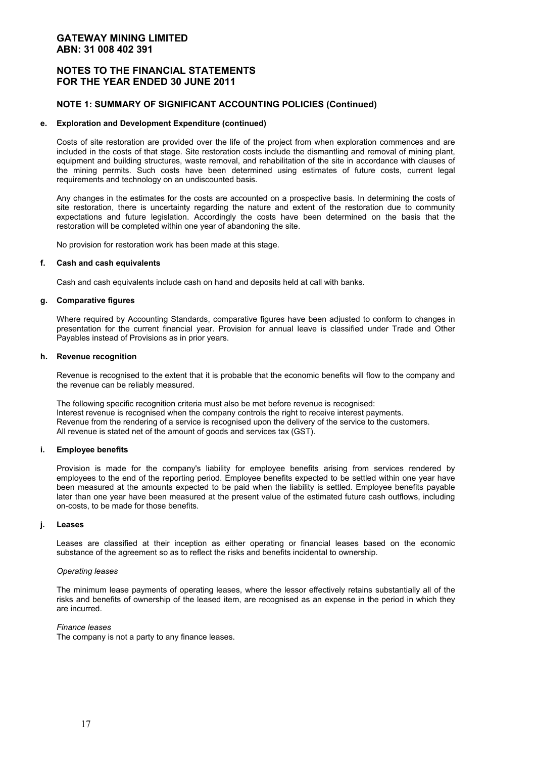# GATEWAY MINING LIMITED
# ABN: 31 008 402 391

## NOTES TO THE FINANCIAL STATEMENTS FOR THE YEAR ENDED 30 JUNE 2011

### NOTE 1: SUMMARY OF SIGNIFICANT ACCOUNTING POLICIES (Continued)

#### e. Exploration and Development Expenditure (continued)

Costs of site restoration are provided over the life of the project from when exploration commences and are included in the costs of that stage. Site restoration costs include the dismantling and removal of mining plant, equipment and building structures, waste removal, and rehabilitation of the site in accordance with clauses of the mining permits. Such costs have been determined using estimates of future costs, current legal requirements and technology on an undiscounted basis.

Any changes in the estimates for the costs are accounted on a prospective basis. In determining the costs of site restoration, there is uncertainty regarding the nature and extent of the restoration due to community expectations and future legislation. Accordingly the costs have been determined on the basis that the restoration will be completed within one year of abandoning the site.

No provision for restoration work has been made at this stage.

#### f. Cash and cash equivalents

Cash and cash equivalents include cash on hand and deposits held at call with banks.

#### g. Comparative figures

Where required by Accounting Standards, comparative figures have been adjusted to conform to changes in presentation for the current financial year. Provision for annual leave is classified under Trade and Other Payables instead of Provisions as in prior years.

#### h. Revenue recognition

Revenue is recognised to the extent that it is probable that the economic benefits will flow to the company and the revenue can be reliably measured.

The following specific recognition criteria must also be met before revenue is recognised:
Interest revenue is recognised when the company controls the right to receive interest payments.
Revenue from the rendering of a service is recognised upon the delivery of the service to the customers.
All revenue is stated net of the amount of goods and services tax (GST).

#### i. Employee benefits

Provision is made for the company's liability for employee benefits arising from services rendered by employees to the end of the reporting period. Employee benefits expected to be settled within one year have been measured at the amounts expected to be paid when the liability is settled. Employee benefits payable later than one year have been measured at the present value of the estimated future cash outflows, including on-costs, to be made for those benefits.

#### j. Leases

Leases are classified at their inception as either operating or financial leases based on the economic substance of the agreement so as to reflect the risks and benefits incidental to ownership.

*Operating leases*

The minimum lease payments of operating leases, where the lessor effectively retains substantially all of the risks and benefits of ownership of the leased item, are recognised as an expense in the period in which they are incurred.

*Finance leases*
The company is not a party to any finance leases.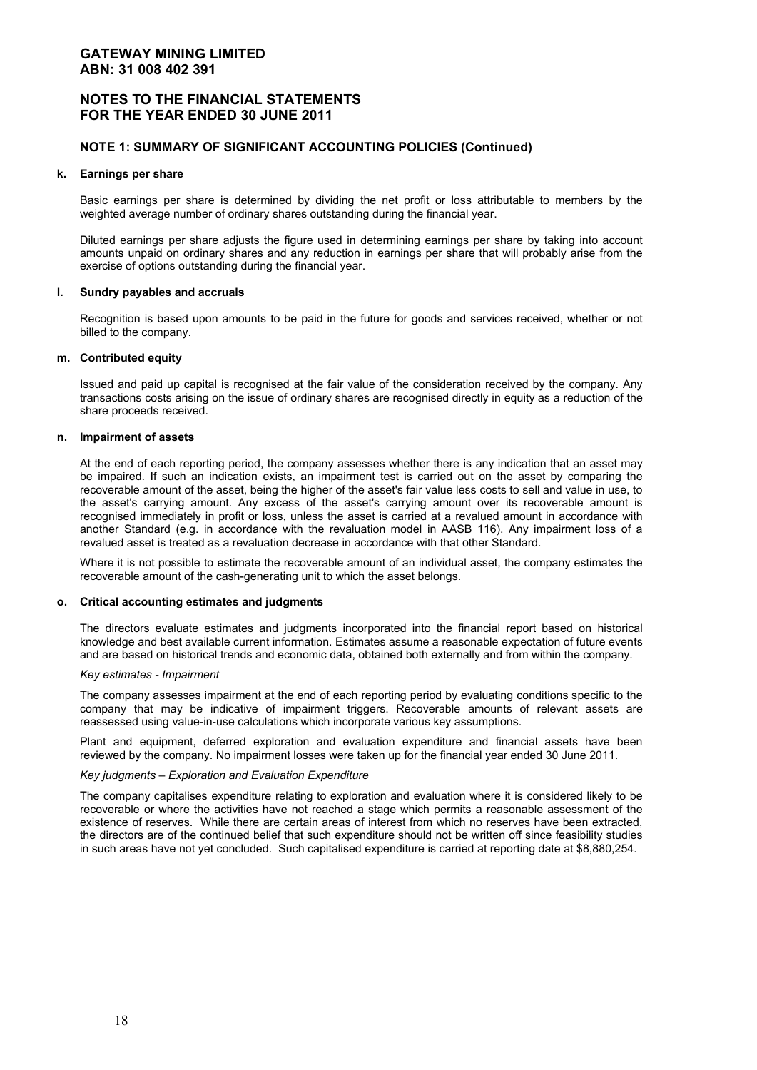# GATEWAY MINING LIMITED
# ABN: 31 008 402 391

## NOTES TO THE FINANCIAL STATEMENTS FOR THE YEAR ENDED 30 JUNE 2011

### NOTE 1: SUMMARY OF SIGNIFICANT ACCOUNTING POLICIES (Continued)

**k. Earnings per share**

Basic earnings per share is determined by dividing the net profit or loss attributable to members by the weighted average number of ordinary shares outstanding during the financial year.

Diluted earnings per share adjusts the figure used in determining earnings per share by taking into account amounts unpaid on ordinary shares and any reduction in earnings per share that will probably arise from the exercise of options outstanding during the financial year.

**l. Sundry payables and accruals**

Recognition is based upon amounts to be paid in the future for goods and services received, whether or not billed to the company.

**m. Contributed equity**

Issued and paid up capital is recognised at the fair value of the consideration received by the company. Any transactions costs arising on the issue of ordinary shares are recognised directly in equity as a reduction of the share proceeds received.

**n. Impairment of assets**

At the end of each reporting period, the company assesses whether there is any indication that an asset may be impaired. If such an indication exists, an impairment test is carried out on the asset by comparing the recoverable amount of the asset, being the higher of the asset's fair value less costs to sell and value in use, to the asset's carrying amount. Any excess of the asset's carrying amount over its recoverable amount is recognised immediately in profit or loss, unless the asset is carried at a revalued amount in accordance with another Standard (e.g. in accordance with the revaluation model in AASB 116). Any impairment loss of a revalued asset is treated as a revaluation decrease in accordance with that other Standard.

Where it is not possible to estimate the recoverable amount of an individual asset, the company estimates the recoverable amount of the cash-generating unit to which the asset belongs.

**o. Critical accounting estimates and judgments**

The directors evaluate estimates and judgments incorporated into the financial report based on historical knowledge and best available current information. Estimates assume a reasonable expectation of future events and are based on historical trends and economic data, obtained both externally and from within the company.

*Key estimates - Impairment*

The company assesses impairment at the end of each reporting period by evaluating conditions specific to the company that may be indicative of impairment triggers. Recoverable amounts of relevant assets are reassessed using value-in-use calculations which incorporate various key assumptions.

Plant and equipment, deferred exploration and evaluation expenditure and financial assets have been reviewed by the company. No impairment losses were taken up for the financial year ended 30 June 2011.

*Key judgments – Exploration and Evaluation Expenditure*

The company capitalises expenditure relating to exploration and evaluation where it is considered likely to be recoverable or where the activities have not reached a stage which permits a reasonable assessment of the existence of reserves. While there are certain areas of interest from which no reserves have been extracted, the directors are of the continued belief that such expenditure should not be written off since feasibility studies in such areas have not yet concluded. Such capitalised expenditure is carried at reporting date at $8,880,254.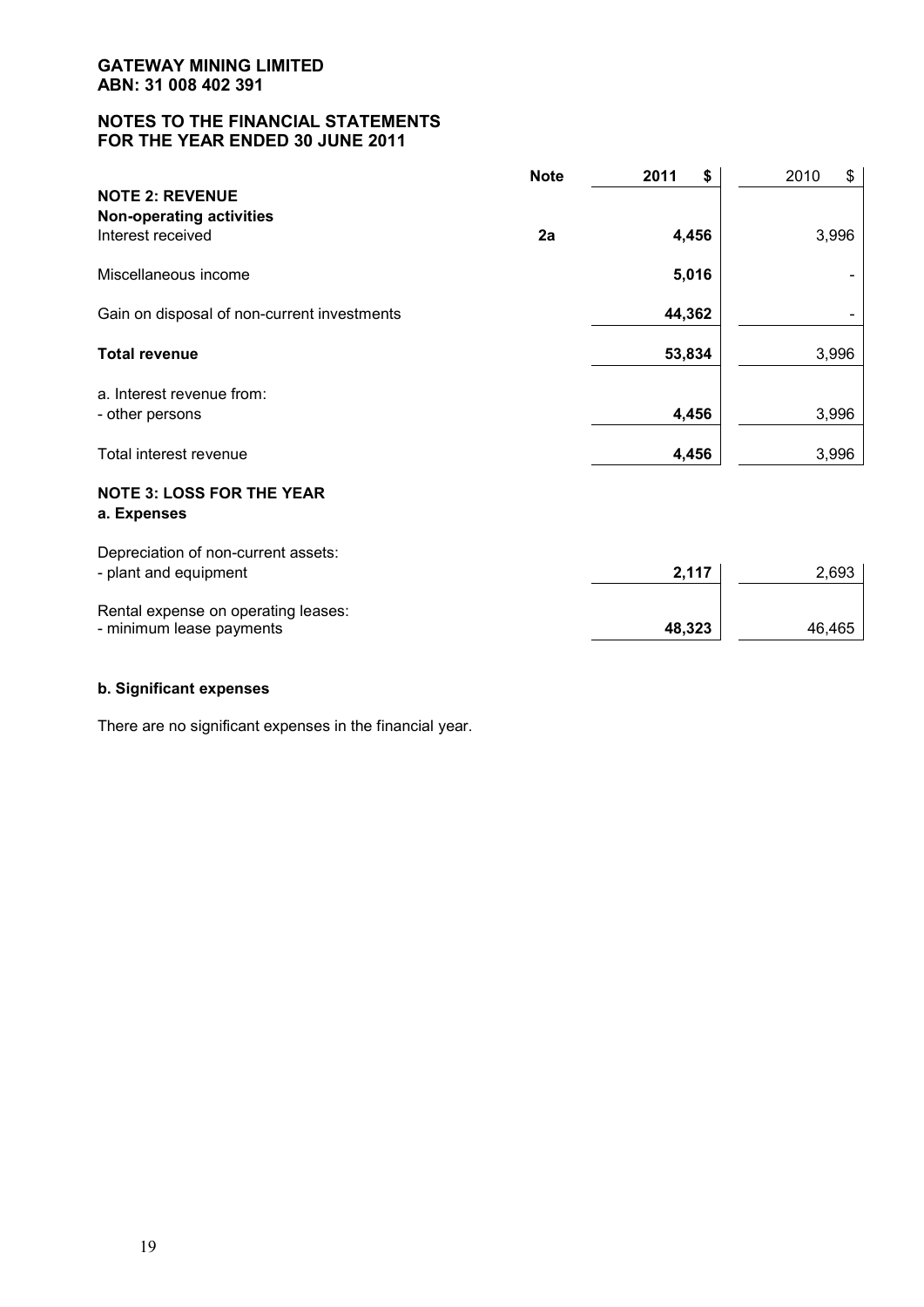**GATEWAY MINING LIMITED**
**ABN: 31 008 402 391**

**NOTES TO THE FINANCIAL STATEMENTS**
**FOR THE YEAR ENDED 30 JUNE 2011**

| | Note | 2011 $ | 2010 $ |
|---|---|---|---|
| **NOTE 2: REVENUE** | | | |
| **Non-operating activities** | | | |
| Interest received | **2a** | **4,456** | 3,996 |
| Miscellaneous income | | **5,016** | - |
| Gain on disposal of non-current investments | | **44,362** | - |
| **Total revenue** | | **53,834** | 3,996 |
| a. Interest revenue from: | | | |
| - other persons | | **4,456** | 3,996 |
| Total interest revenue | | **4,456** | 3,996 |

**NOTE 3: LOSS FOR THE YEAR**

**a. Expenses**

| | 2011 $ | 2010 $ |
|---|---|---|
| Depreciation of non-current assets: | | |
| - plant and equipment | **2,117** | 2,693 |
| Rental expense on operating leases: | | |
| - minimum lease payments | **48,323** | 46,465 |

**b. Significant expenses**

There are no significant expenses in the financial year.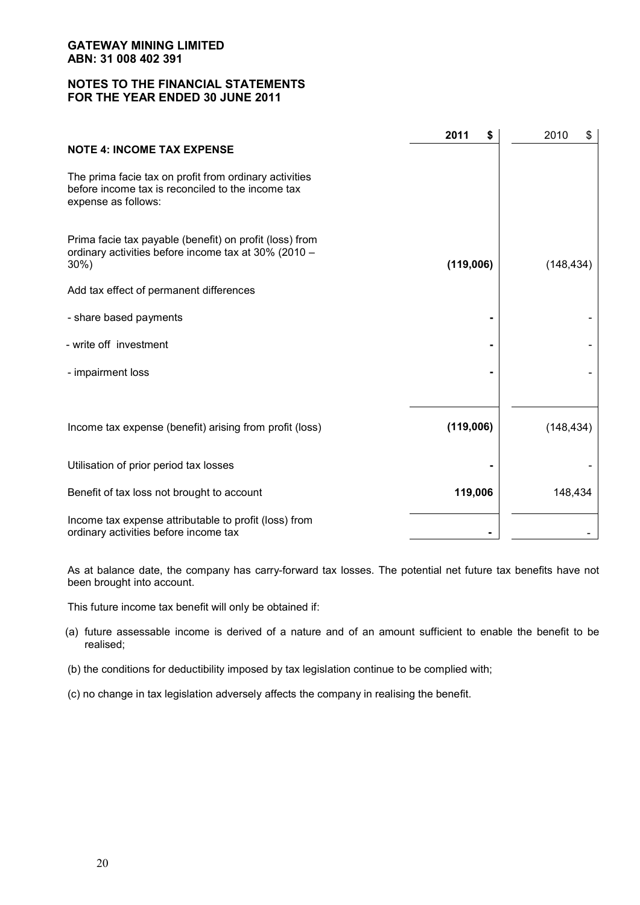**GATEWAY MINING LIMITED**
**ABN: 31 008 402 391**

## NOTES TO THE FINANCIAL STATEMENTS FOR THE YEAR ENDED 30 JUNE 2011

| | **2011 $** | 2010 $ |
|---|---|---|
| **NOTE 4: INCOME TAX EXPENSE** | | |
| The prima facie tax on profit from ordinary activities before income tax is reconciled to the income tax expense as follows: | | |
| Prima facie tax payable (benefit) on profit (loss) from ordinary activities before income tax at 30% (2010 – 30%) | **(119,006)** | (148,434) |
| Add tax effect of permanent differences | | |
| - share based payments | **-** | - |
| - write off investment | **-** | - |
| - impairment loss | **-** | - |
| Income tax expense (benefit) arising from profit (loss) | **(119,006)** | (148,434) |
| Utilisation of prior period tax losses | **-** | - |
| Benefit of tax loss not brought to account | **119,006** | 148,434 |
| Income tax expense attributable to profit (loss) from ordinary activities before income tax | **-** | - |

As at balance date, the company has carry-forward tax losses. The potential net future tax benefits have not been brought into account.

This future income tax benefit will only be obtained if:

(a) future assessable income is derived of a nature and of an amount sufficient to enable the benefit to be realised;

(b) the conditions for deductibility imposed by tax legislation continue to be complied with;

(c) no change in tax legislation adversely affects the company in realising the benefit.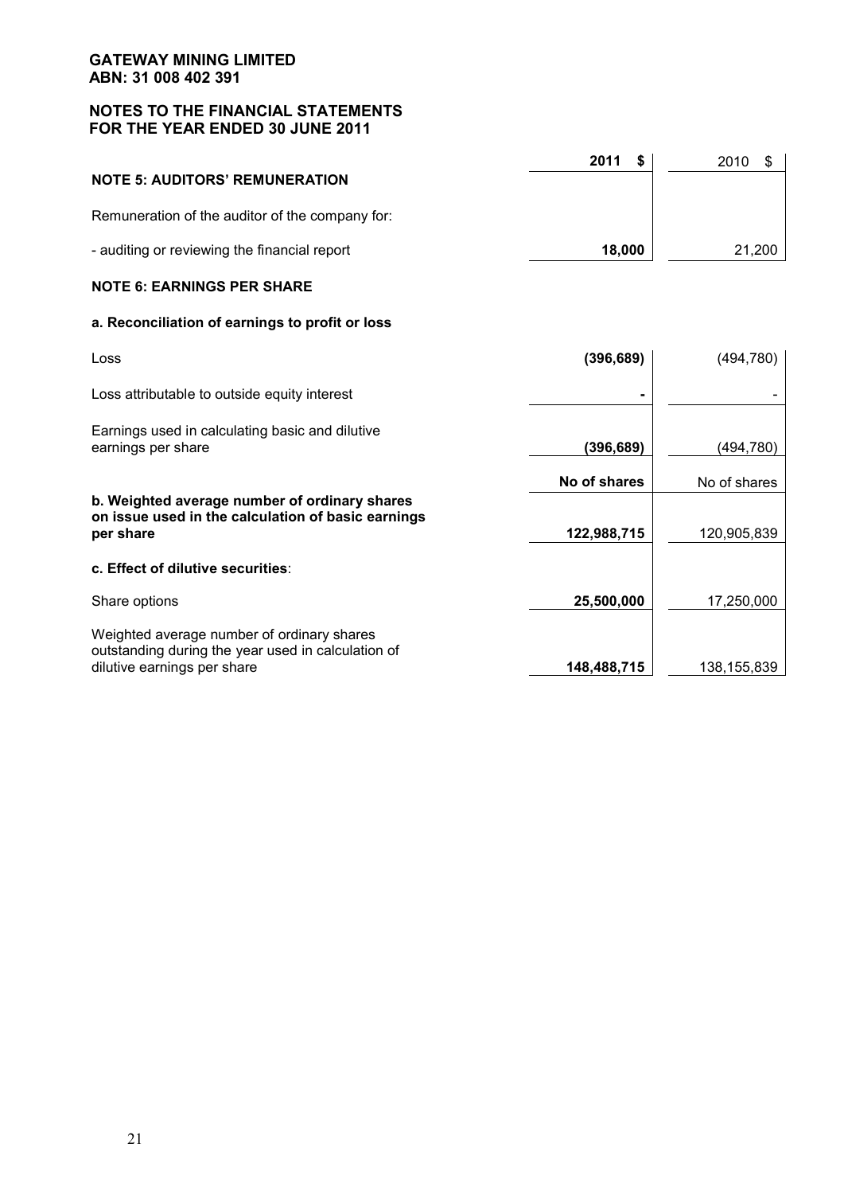**GATEWAY MINING LIMITED**
**ABN: 31 008 402 391**

## NOTES TO THE FINANCIAL STATEMENTS FOR THE YEAR ENDED 30 JUNE 2011

| | 2011 $ | 2010 $ |
|---|---|---|
| **NOTE 5: AUDITORS' REMUNERATION** | | |
| Remuneration of the auditor of the company for: | | |
| - auditing or reviewing the financial report | **18,000** | 21,200 |

### NOTE 6: EARNINGS PER SHARE

**a. Reconciliation of earnings to profit or loss**

| | 2011 $ | 2010 $ |
|---|---|---|
| Loss | **(396,689)** | (494,780) |
| Loss attributable to outside equity interest | **-** | - |
| Earnings used in calculating basic and dilutive earnings per share | **(396,689)** | (494,780) |

| | No of shares | No of shares |
|---|---|---|
| **b. Weighted average number of ordinary shares on issue used in the calculation of basic earnings per share** | **122,988,715** | 120,905,839 |
| **c. Effect of dilutive securities**: | | |
| Share options | **25,500,000** | 17,250,000 |
| Weighted average number of ordinary shares outstanding during the year used in calculation of dilutive earnings per share | **148,488,715** | 138,155,839 |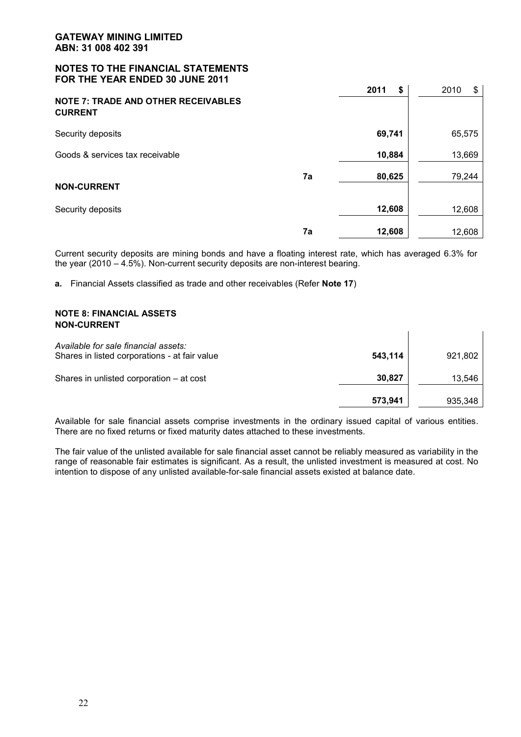**GATEWAY MINING LIMITED**
**ABN: 31 008 402 391**

## NOTES TO THE FINANCIAL STATEMENTS FOR THE YEAR ENDED 30 JUNE 2011

| | | **2011 $** | 2010 $ |
|---|---|---|---|
| **NOTE 7: TRADE AND OTHER RECEIVABLES** | | | |
| **CURRENT** | | | |
| Security deposits | | **69,741** | 65,575 |
| Goods & services tax receivable | | **10,884** | 13,669 |
| | **7a** | **80,625** | 79,244 |
| **NON-CURRENT** | | | |
| Security deposits | | **12,608** | 12,608 |
| | **7a** | **12,608** | 12,608 |

Current security deposits are mining bonds and have a floating interest rate, which has averaged 6.3% for the year (2010 – 4.5%). Non-current security deposits are non-interest bearing.

**a.** Financial Assets classified as trade and other receivables (Refer **Note 17**)

### NOTE 8: FINANCIAL ASSETS
### NON-CURRENT

| | **2011 $** | 2010 $ |
|---|---|---|
| *Available for sale financial assets:* | | |
| Shares in listed corporations - at fair value | **543,114** | 921,802 |
| Shares in unlisted corporation – at cost | **30,827** | 13,546 |
| | **573,941** | 935,348 |

Available for sale financial assets comprise investments in the ordinary issued capital of various entities. There are no fixed returns or fixed maturity dates attached to these investments.

The fair value of the unlisted available for sale financial asset cannot be reliably measured as variability in the range of reasonable fair estimates is significant. As a result, the unlisted investment is measured at cost. No intention to dispose of any unlisted available-for-sale financial assets existed at balance date.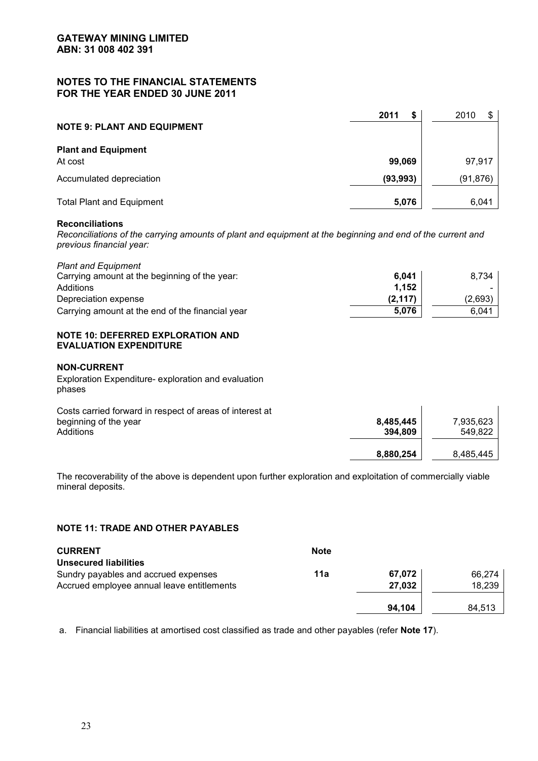**GATEWAY MINING LIMITED**
**ABN: 31 008 402 391**

## NOTES TO THE FINANCIAL STATEMENTS FOR THE YEAR ENDED 30 JUNE 2011

### NOTE 9: PLANT AND EQUIPMENT

| | 2011 $ | 2010 $ |
|---|---|---|
| **Plant and Equipment** | | |
| At cost | **99,069** | 97,917 |
| Accumulated depreciation | **(93,993)** | (91,876) |
| Total Plant and Equipment | **5,076** | 6,041 |

**Reconciliations**

*Reconciliations of the carrying amounts of plant and equipment at the beginning and end of the current and previous financial year:*

| *Plant and Equipment* | 2011 $ | 2010 $ |
|---|---|---|
| Carrying amount at the beginning of the year: | **6,041** | 8,734 |
| Additions | **1,152** | - |
| Depreciation expense | **(2,117)** | (2,693) |
| Carrying amount at the end of the financial year | **5,076** | 6,041 |

### NOTE 10: DEFERRED EXPLORATION AND EVALUATION EXPENDITURE

**NON-CURRENT**

Exploration Expenditure- exploration and evaluation phases

| | 2011 $ | 2010 $ |
|---|---|---|
| Costs carried forward in respect of areas of interest at beginning of the year | **8,485,445** | 7,935,623 |
| Additions | **394,809** | 549,822 |
| | **8,880,254** | 8,485,445 |

The recoverability of the above is dependent upon further exploration and exploitation of commercially viable mineral deposits.

### NOTE 11: TRADE AND OTHER PAYABLES

| **CURRENT** | **Note** | 2011 $ | 2010 $ |
|---|---|---|---|
| **Unsecured liabilities** | | | |
| Sundry payables and accrued expenses | **11a** | **67,072** | 66,274 |
| Accrued employee annual leave entitlements | | **27,032** | 18,239 |
| | | **94,104** | 84,513 |

a. Financial liabilities at amortised cost classified as trade and other payables (refer **Note 17**).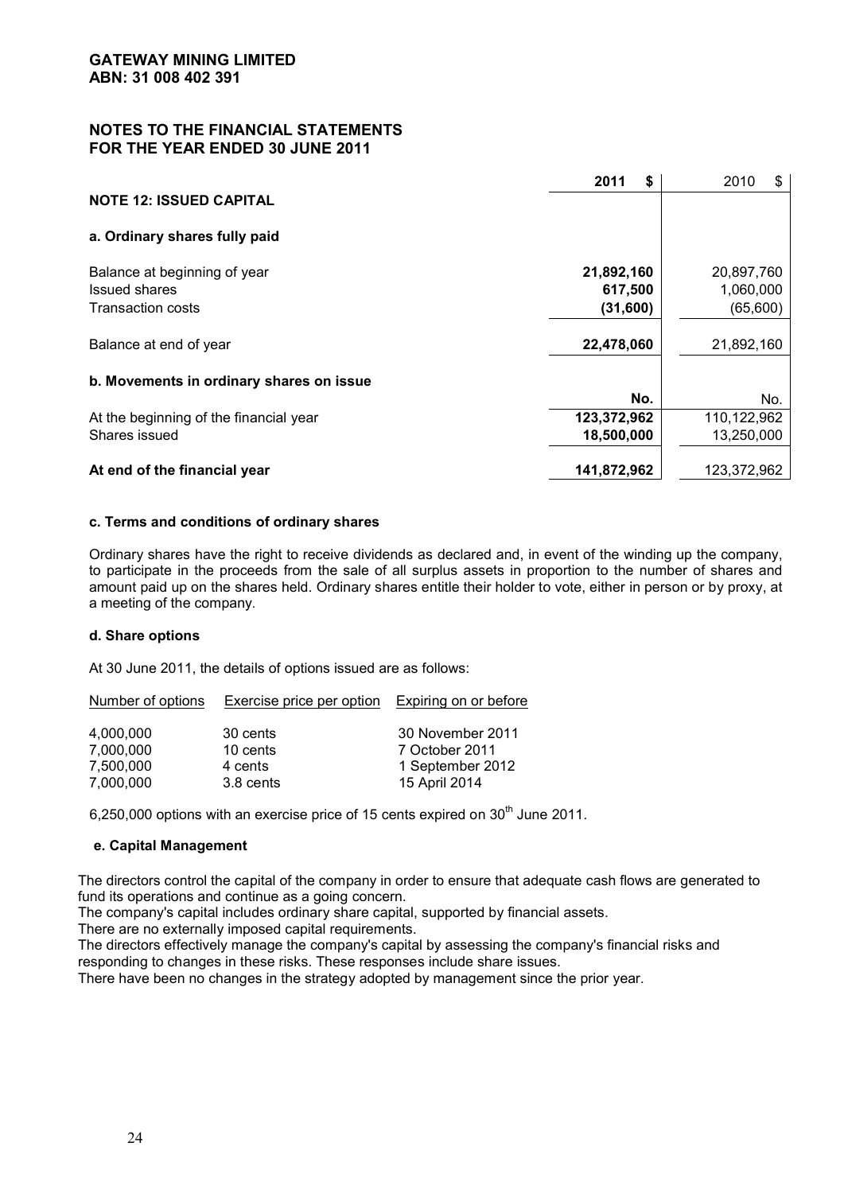**GATEWAY MINING LIMITED**
**ABN: 31 008 402 391**

## NOTES TO THE FINANCIAL STATEMENTS FOR THE YEAR ENDED 30 JUNE 2011

### NOTE 12: ISSUED CAPITAL

| | 2011 $ | 2010 $ |
|---|---|---|
| **a. Ordinary shares fully paid** | | |
| Balance at beginning of year | **21,892,160** | 20,897,760 |
| Issued shares | **617,500** | 1,060,000 |
| Transaction costs | **(31,600)** | (65,600) |
| Balance at end of year | **22,478,060** | 21,892,160 |

| **b. Movements in ordinary shares on issue** | **No.** | No. |
|---|---|---|
| At the beginning of the financial year | **123,372,962** | 110,122,962 |
| Shares issued | **18,500,000** | 13,250,000 |
| **At end of the financial year** | **141,872,962** | 123,372,962 |

#### c. Terms and conditions of ordinary shares

Ordinary shares have the right to receive dividends as declared and, in event of the winding up the company, to participate in the proceeds from the sale of all surplus assets in proportion to the number of shares and amount paid up on the shares held. Ordinary shares entitle their holder to vote, either in person or by proxy, at a meeting of the company.

#### d. Share options

At 30 June 2011, the details of options issued are as follows:

| Number of options | Exercise price per option | Expiring on or before |
|---|---|---|
| 4,000,000 | 30 cents | 30 November 2011 |
| 7,000,000 | 10 cents | 7 October 2011 |
| 7,500,000 | 4 cents | 1 September 2012 |
| 7,000,000 | 3.8 cents | 15 April 2014 |

6,250,000 options with an exercise price of 15 cents expired on 30th June 2011.

#### e. Capital Management

The directors control the capital of the company in order to ensure that adequate cash flows are generated to fund its operations and continue as a going concern.
The company's capital includes ordinary share capital, supported by financial assets.
There are no externally imposed capital requirements.
The directors effectively manage the company's capital by assessing the company's financial risks and responding to changes in these risks. These responses include share issues.
There have been no changes in the strategy adopted by management since the prior year.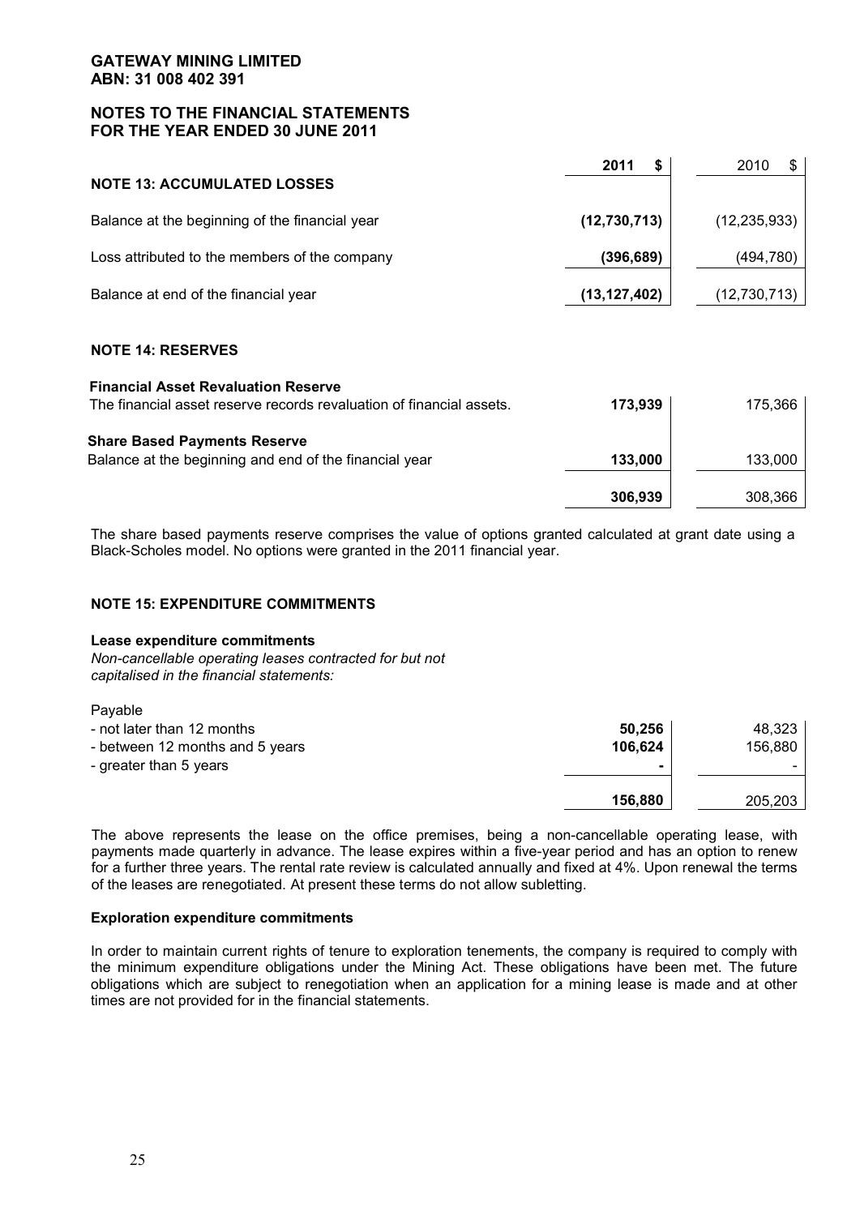GATEWAY MINING LIMITED
ABN: 31 008 402 391

NOTES TO THE FINANCIAL STATEMENTS
FOR THE YEAR ENDED 30 JUNE 2011

| | 2011 $ | 2010 $ |
|---|---|---|
| **NOTE 13: ACCUMULATED LOSSES** | | |
| Balance at the beginning of the financial year | **(12,730,713)** | (12,235,933) |
| Loss attributed to the members of the company | **(396,689)** | (494,780) |
| Balance at end of the financial year | **(13,127,402)** | (12,730,713) |

**NOTE 14: RESERVES**

| | 2011 $ | 2010 $ |
|---|---|---|
| **Financial Asset Revaluation Reserve** | | |
| The financial asset reserve records revaluation of financial assets. | **173,939** | 175,366 |
| **Share Based Payments Reserve** | | |
| Balance at the beginning and end of the financial year | **133,000** | 133,000 |
| | **306,939** | 308,366 |

The share based payments reserve comprises the value of options granted calculated at grant date using a Black-Scholes model. No options were granted in the 2011 financial year.

**NOTE 15: EXPENDITURE COMMITMENTS**

**Lease expenditure commitments**

*Non-cancellable operating leases contracted for but not capitalised in the financial statements:*

| Payable | 2011 $ | 2010 $ |
|---|---|---|
| - not later than 12 months | **50,256** | 48,323 |
| - between 12 months and 5 years | **106,624** | 156,880 |
| - greater than 5 years | **-** | - |
| | **156,880** | 205,203 |

The above represents the lease on the office premises, being a non-cancellable operating lease, with payments made quarterly in advance. The lease expires within a five-year period and has an option to renew for a further three years. The rental rate review is calculated annually and fixed at 4%. Upon renewal the terms of the leases are renegotiated. At present these terms do not allow subletting.

**Exploration expenditure commitments**

In order to maintain current rights of tenure to exploration tenements, the company is required to comply with the minimum expenditure obligations under the Mining Act. These obligations have been met. The future obligations which are subject to renegotiation when an application for a mining lease is made and at other times are not provided for in the financial statements.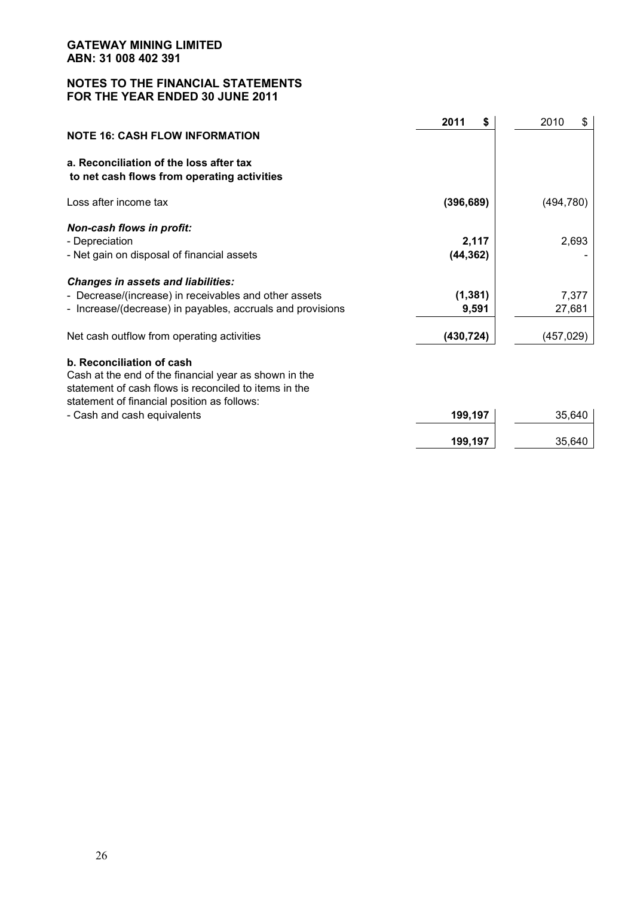**GATEWAY MINING LIMITED**
**ABN: 31 008 402 391**

**NOTES TO THE FINANCIAL STATEMENTS**
**FOR THE YEAR ENDED 30 JUNE 2011**

| | **2011 $** | 2010 $ |
|---|---|---|
| **NOTE 16: CASH FLOW INFORMATION** | | |
| **a. Reconciliation of the loss after tax to net cash flows from operating activities** | | |
| Loss after income tax | **(396,689)** | (494,780) |
| ***Non-cash flows in profit:*** | | |
| - Depreciation | **2,117** | 2,693 |
| - Net gain on disposal of financial assets | **(44,362)** | - |
| ***Changes in assets and liabilities:*** | | |
| - Decrease/(increase) in receivables and other assets | **(1,381)** | 7,377 |
| - Increase/(decrease) in payables, accruals and provisions | **9,591** | 27,681 |
| Net cash outflow from operating activities | **(430,724)** | (457,029) |
| **b. Reconciliation of cash** | | |
| Cash at the end of the financial year as shown in the statement of cash flows is reconciled to items in the statement of financial position as follows: | | |
| - Cash and cash equivalents | **199,197** | 35,640 |
| | **199,197** | 35,640 |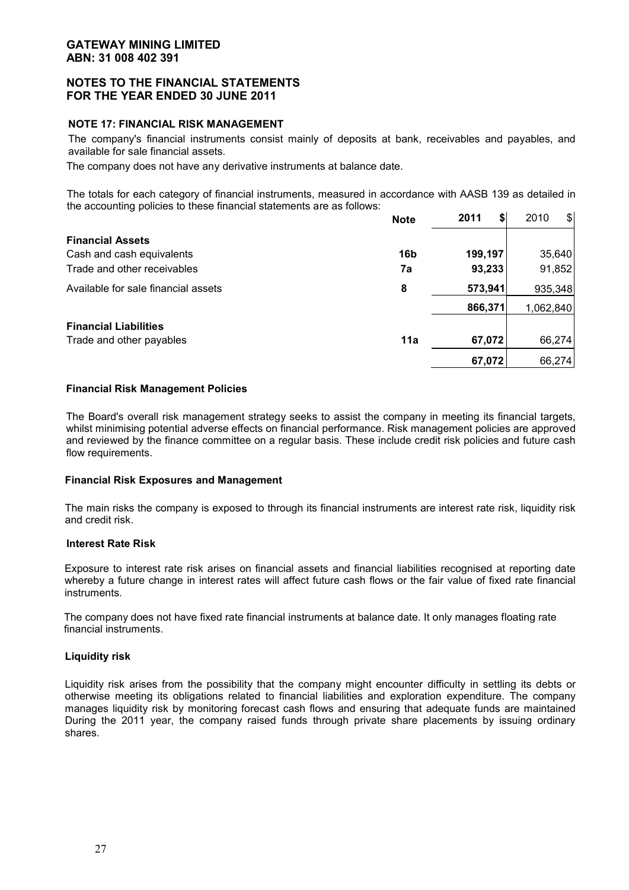**GATEWAY MINING LIMITED**
**ABN: 31 008 402 391**

**NOTES TO THE FINANCIAL STATEMENTS**
**FOR THE YEAR ENDED 30 JUNE 2011**

**NOTE 17: FINANCIAL RISK MANAGEMENT**

The company's financial instruments consist mainly of deposits at bank, receivables and payables, and available for sale financial assets.

The company does not have any derivative instruments at balance date.

The totals for each category of financial instruments, measured in accordance with AASB 139 as detailed in the accounting policies to these financial statements are as follows:

| | Note | 2011 $ | 2010 $ |
|---|---|---|---|
| **Financial Assets** | | | |
| Cash and cash equivalents | **16b** | **199,197** | 35,640 |
| Trade and other receivables | **7a** | **93,233** | 91,852 |
| Available for sale financial assets | **8** | **573,941** | 935,348 |
| | | **866,371** | 1,062,840 |
| **Financial Liabilities** | | | |
| Trade and other payables | **11a** | **67,072** | 66,274 |
| | | **67,072** | 66,274 |

**Financial Risk Management Policies**

The Board's overall risk management strategy seeks to assist the company in meeting its financial targets, whilst minimising potential adverse effects on financial performance. Risk management policies are approved and reviewed by the finance committee on a regular basis. These include credit risk policies and future cash flow requirements.

**Financial Risk Exposures and Management**

The main risks the company is exposed to through its financial instruments are interest rate risk, liquidity risk and credit risk.

**Interest Rate Risk**

Exposure to interest rate risk arises on financial assets and financial liabilities recognised at reporting date whereby a future change in interest rates will affect future cash flows or the fair value of fixed rate financial instruments.

The company does not have fixed rate financial instruments at balance date. It only manages floating rate financial instruments.

**Liquidity risk**

Liquidity risk arises from the possibility that the company might encounter difficulty in settling its debts or otherwise meeting its obligations related to financial liabilities and exploration expenditure. The company manages liquidity risk by monitoring forecast cash flows and ensuring that adequate funds are maintained During the 2011 year, the company raised funds through private share placements by issuing ordinary shares.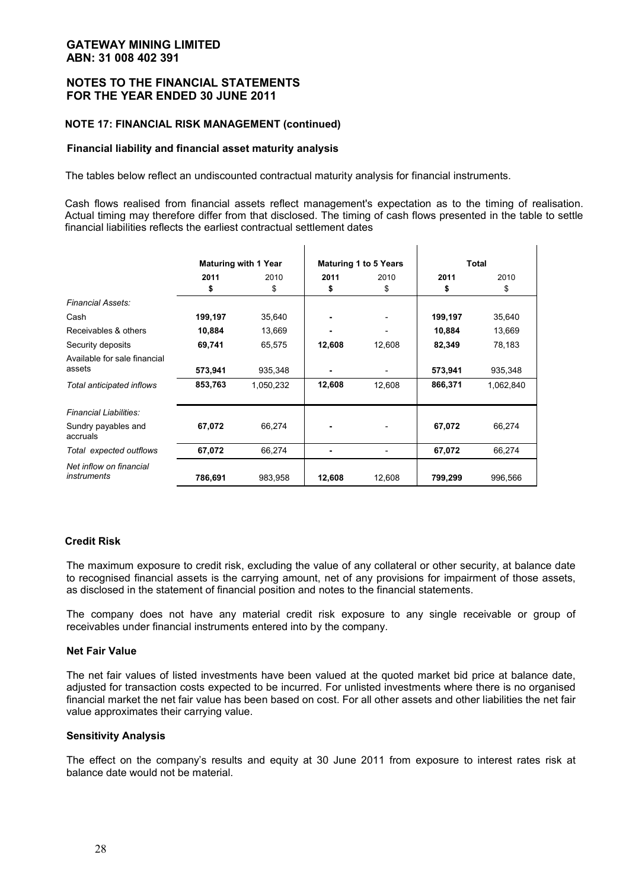**GATEWAY MINING LIMITED**
**ABN: 31 008 402 391**

**NOTES TO THE FINANCIAL STATEMENTS**
**FOR THE YEAR ENDED 30 JUNE 2011**

### NOTE 17: FINANCIAL RISK MANAGEMENT (continued)

#### Financial liability and financial asset maturity analysis

The tables below reflect an undiscounted contractual maturity analysis for financial instruments.

Cash flows realised from financial assets reflect management's expectation as to the timing of realisation. Actual timing may therefore differ from that disclosed. The timing of cash flows presented in the table to settle financial liabilities reflects the earliest contractual settlement dates

| | **Maturing with 1 Year** | | **Maturing 1 to 5 Years** | | **Total** | |
|---|---|---|---|---|---|---|
| | **2011** | 2010 | **2011** | 2010 | **2011** | 2010 |
| | **$** | $ | **$** | $ | **$** | $ |
| *Financial Assets:* | | | | | | |
| Cash | **199,197** | 35,640 | **-** | - | **199,197** | 35,640 |
| Receivables & others | **10,884** | 13,669 | **-** | - | **10,884** | 13,669 |
| Security deposits | **69,741** | 65,575 | **12,608** | 12,608 | **82,349** | 78,183 |
| Available for sale financial assets | **573,941** | 935,348 | **-** | - | **573,941** | 935,348 |
| *Total anticipated inflows* | **853,763** | 1,050,232 | **12,608** | 12,608 | **866,371** | 1,062,840 |
| *Financial Liabilities:* | | | | | | |
| Sundry payables and accruals | **67,072** | 66,274 | **-** | - | **67,072** | 66,274 |
| *Total expected outflows* | **67,072** | 66,274 | **-** | - | **67,072** | 66,274 |
| *Net inflow on financial instruments* | **786,691** | 983,958 | **12,608** | 12,608 | **799,299** | 996,566 |

#### Credit Risk

The maximum exposure to credit risk, excluding the value of any collateral or other security, at balance date to recognised financial assets is the carrying amount, net of any provisions for impairment of those assets, as disclosed in the statement of financial position and notes to the financial statements.

The company does not have any material credit risk exposure to any single receivable or group of receivables under financial instruments entered into by the company.

#### Net Fair Value

The net fair values of listed investments have been valued at the quoted market bid price at balance date, adjusted for transaction costs expected to be incurred. For unlisted investments where there is no organised financial market the net fair value has been based on cost. For all other assets and other liabilities the net fair value approximates their carrying value.

#### Sensitivity Analysis

The effect on the company's results and equity at 30 June 2011 from exposure to interest rates risk at balance date would not be material.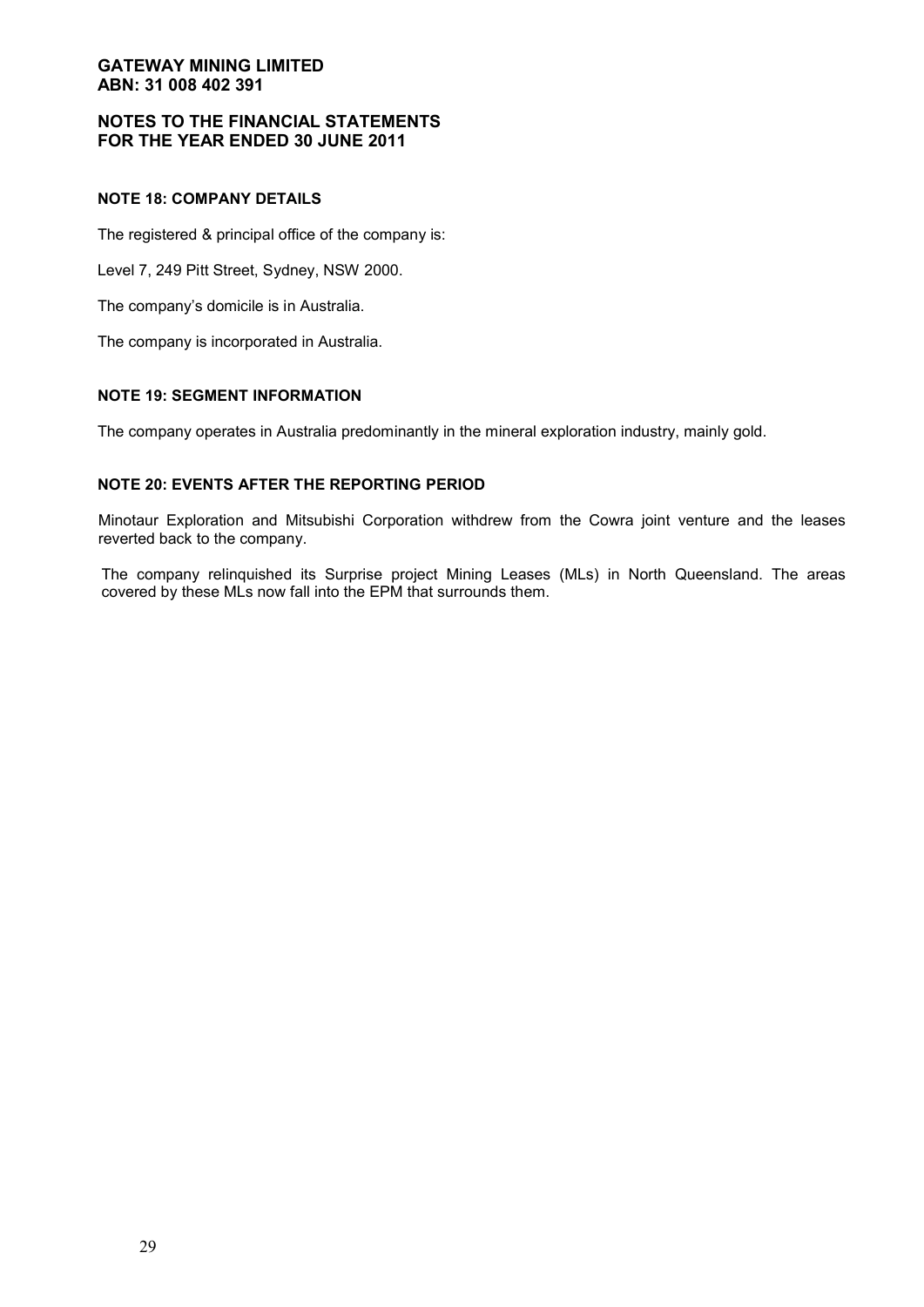### NOTE 18: COMPANY DETAILS

The registered & principal office of the company is:

Level 7, 249 Pitt Street, Sydney, NSW 2000.

The company's domicile is in Australia.

The company is incorporated in Australia.

### NOTE 19: SEGMENT INFORMATION

The company operates in Australia predominantly in the mineral exploration industry, mainly gold.

### NOTE 20: EVENTS AFTER THE REPORTING PERIOD

Minotaur Exploration and Mitsubishi Corporation withdrew from the Cowra joint venture and the leases reverted back to the company.

The company relinquished its Surprise project Mining Leases (MLs) in North Queensland. The areas covered by these MLs now fall into the EPM that surrounds them.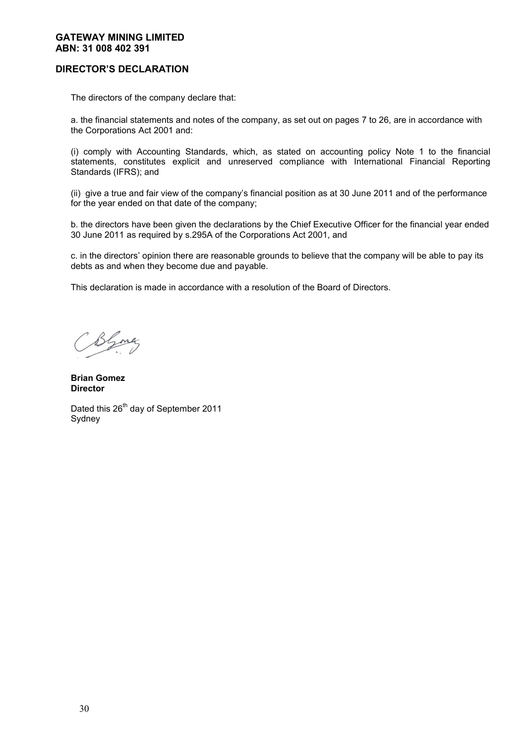**GATEWAY MINING LIMITED**
**ABN: 31 008 402 391**

## DIRECTOR'S DECLARATION

The directors of the company declare that:

a. the financial statements and notes of the company, as set out on pages 7 to 26, are in accordance with the Corporations Act 2001 and:

(i) comply with Accounting Standards, which, as stated on accounting policy Note 1 to the financial statements, constitutes explicit and unreserved compliance with International Financial Reporting Standards (IFRS); and

(ii) give a true and fair view of the company's financial position as at 30 June 2011 and of the performance for the year ended on that date of the company;

b. the directors have been given the declarations by the Chief Executive Officer for the financial year ended 30 June 2011 as required by s.295A of the Corporations Act 2001, and

c. in the directors' opinion there are reasonable grounds to believe that the company will be able to pay its debts as and when they become due and payable.

This declaration is made in accordance with a resolution of the Board of Directors.

**Brian Gomez**
**Director**

Dated this 26th day of September 2011
Sydney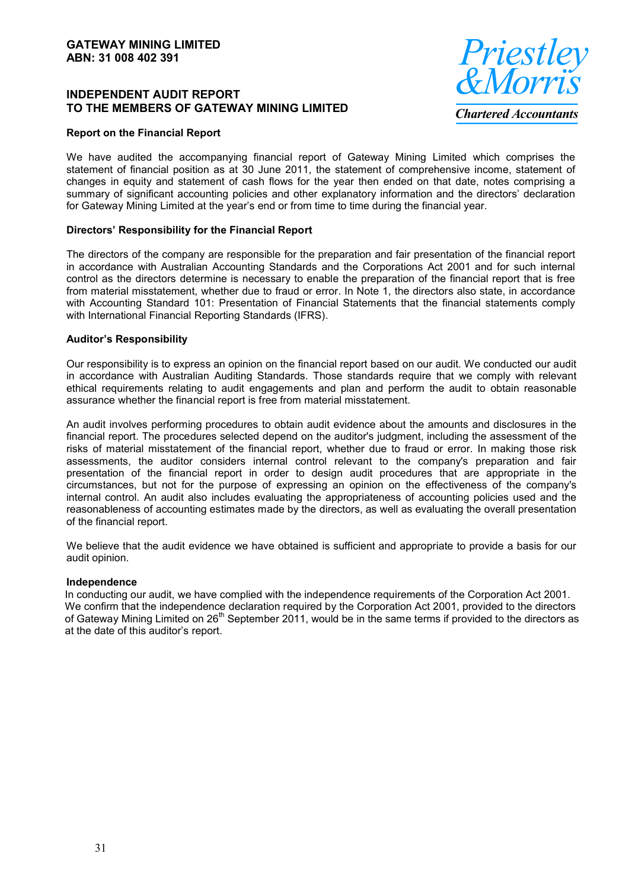**GATEWAY MINING LIMITED**
**ABN: 31 008 402 391**

Priestley & Morris
Chartered Accountants

# INDEPENDENT AUDIT REPORT TO THE MEMBERS OF GATEWAY MINING LIMITED

### Report on the Financial Report

We have audited the accompanying financial report of Gateway Mining Limited which comprises the statement of financial position as at 30 June 2011, the statement of comprehensive income, statement of changes in equity and statement of cash flows for the year then ended on that date, notes comprising a summary of significant accounting policies and other explanatory information and the directors' declaration for Gateway Mining Limited at the year's end or from time to time during the financial year.

### Directors' Responsibility for the Financial Report

The directors of the company are responsible for the preparation and fair presentation of the financial report in accordance with Australian Accounting Standards and the Corporations Act 2001 and for such internal control as the directors determine is necessary to enable the preparation of the financial report that is free from material misstatement, whether due to fraud or error. In Note 1, the directors also state, in accordance with Accounting Standard 101: Presentation of Financial Statements that the financial statements comply with International Financial Reporting Standards (IFRS).

### Auditor's Responsibility

Our responsibility is to express an opinion on the financial report based on our audit. We conducted our audit in accordance with Australian Auditing Standards. Those standards require that we comply with relevant ethical requirements relating to audit engagements and plan and perform the audit to obtain reasonable assurance whether the financial report is free from material misstatement.

An audit involves performing procedures to obtain audit evidence about the amounts and disclosures in the financial report. The procedures selected depend on the auditor's judgment, including the assessment of the risks of material misstatement of the financial report, whether due to fraud or error. In making those risk assessments, the auditor considers internal control relevant to the company's preparation and fair presentation of the financial report in order to design audit procedures that are appropriate in the circumstances, but not for the purpose of expressing an opinion on the effectiveness of the company's internal control. An audit also includes evaluating the appropriateness of accounting policies used and the reasonableness of accounting estimates made by the directors, as well as evaluating the overall presentation of the financial report.

We believe that the audit evidence we have obtained is sufficient and appropriate to provide a basis for our audit opinion.

### Independence

In conducting our audit, we have complied with the independence requirements of the Corporation Act 2001. We confirm that the independence declaration required by the Corporation Act 2001, provided to the directors of Gateway Mining Limited on 26th September 2011, would be in the same terms if provided to the directors as at the date of this auditor's report.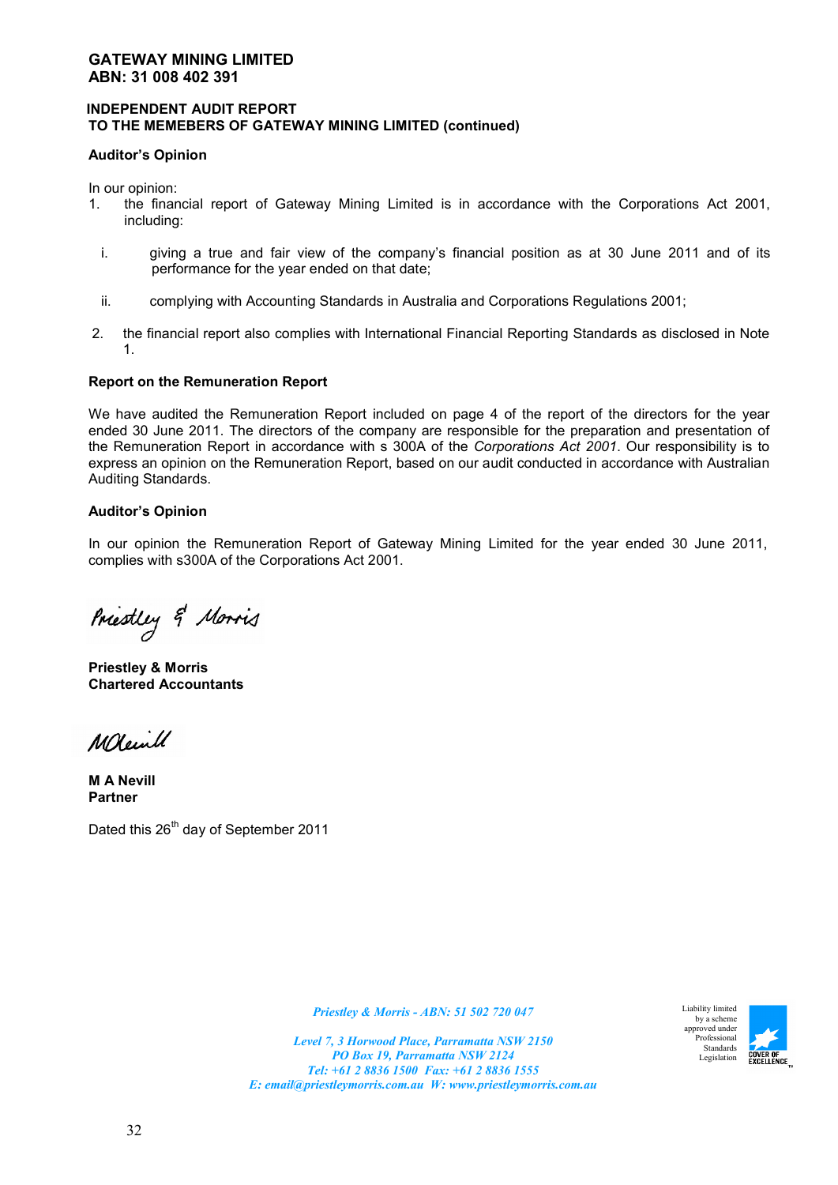**GATEWAY MINING LIMITED**
**ABN: 31 008 402 391**

**INDEPENDENT AUDIT REPORT**
**TO THE MEMEBERS OF GATEWAY MINING LIMITED (continued)**

**Auditor's Opinion**

In our opinion:

1. the financial report of Gateway Mining Limited is in accordance with the Corporations Act 2001, including:

   i. giving a true and fair view of the company's financial position as at 30 June 2011 and of its performance for the year ended on that date;

   ii. complying with Accounting Standards in Australia and Corporations Regulations 2001;

2. the financial report also complies with International Financial Reporting Standards as disclosed in Note 1.

**Report on the Remuneration Report**

We have audited the Remuneration Report included on page 4 of the report of the directors for the year ended 30 June 2011. The directors of the company are responsible for the preparation and presentation of the Remuneration Report in accordance with s 300A of the *Corporations Act 2001*. Our responsibility is to express an opinion on the Remuneration Report, based on our audit conducted in accordance with Australian Auditing Standards.

**Auditor's Opinion**

In our opinion the Remuneration Report of Gateway Mining Limited for the year ended 30 June 2011, complies with s300A of the Corporations Act 2001.

Priestley & Morris

**Priestley & Morris**
**Chartered Accountants**

M A Nevill

**M A Nevill**
**Partner**

Dated this 26th day of September 2011

*Priestley & Morris - ABN: 51 502 720 047*

*Level 7, 3 Horwood Place, Parramatta NSW 2150*
*PO Box 19, Parramatta NSW 2124*
*Tel: +61 2 8836 1500 Fax: +61 2 8836 1555*
*E: email@priestleymorris.com.au W: www.priestleymorris.com.au*

Liability limited by a scheme approved under Professional Standards Legislation

COVER OF EXCELLENCE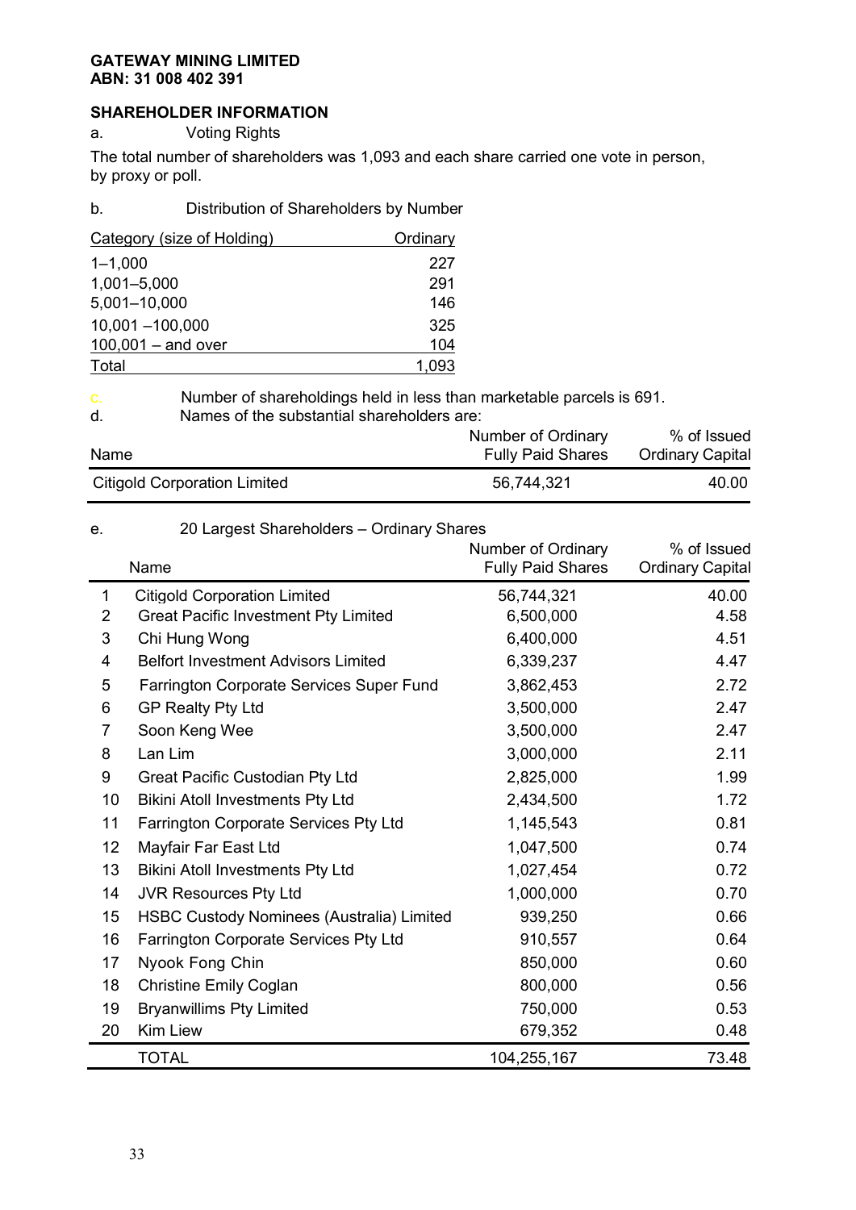**GATEWAY MINING LIMITED**
**ABN: 31 008 402 391**

## SHAREHOLDER INFORMATION

a. Voting Rights

The total number of shareholders was 1,093 and each share carried one vote in person, by proxy or poll.

b. Distribution of Shareholders by Number

| Category (size of Holding) | Ordinary |
|---|---|
| 1–1,000 | 227 |
| 1,001–5,000 | 291 |
| 5,001–10,000 | 146 |
| 10,001 –100,000 | 325 |
| 100,001 – and over | 104 |
| Total | 1,093 |

c. Number of shareholdings held in less than marketable parcels is 691.

d. Names of the substantial shareholders are:

| Name | Number of Ordinary Fully Paid Shares | % of Issued Ordinary Capital |
|---|---|---|
| Citigold Corporation Limited | 56,744,321 | 40.00 |

e. 20 Largest Shareholders – Ordinary Shares

| | Name | Number of Ordinary Fully Paid Shares | % of Issued Ordinary Capital |
|---|---|---|---|
| 1 | Citigold Corporation Limited | 56,744,321 | 40.00 |
| 2 | Great Pacific Investment Pty Limited | 6,500,000 | 4.58 |
| 3 | Chi Hung Wong | 6,400,000 | 4.51 |
| 4 | Belfort Investment Advisors Limited | 6,339,237 | 4.47 |
| 5 | Farrington Corporate Services Super Fund | 3,862,453 | 2.72 |
| 6 | GP Realty Pty Ltd | 3,500,000 | 2.47 |
| 7 | Soon Keng Wee | 3,500,000 | 2.47 |
| 8 | Lan Lim | 3,000,000 | 2.11 |
| 9 | Great Pacific Custodian Pty Ltd | 2,825,000 | 1.99 |
| 10 | Bikini Atoll Investments Pty Ltd | 2,434,500 | 1.72 |
| 11 | Farrington Corporate Services Pty Ltd | 1,145,543 | 0.81 |
| 12 | Mayfair Far East Ltd | 1,047,500 | 0.74 |
| 13 | Bikini Atoll Investments Pty Ltd | 1,027,454 | 0.72 |
| 14 | JVR Resources Pty Ltd | 1,000,000 | 0.70 |
| 15 | HSBC Custody Nominees (Australia) Limited | 939,250 | 0.66 |
| 16 | Farrington Corporate Services Pty Ltd | 910,557 | 0.64 |
| 17 | Nyook Fong Chin | 850,000 | 0.60 |
| 18 | Christine Emily Coglan | 800,000 | 0.56 |
| 19 | Bryanwillims Pty Limited | 750,000 | 0.53 |
| 20 | Kim Liew | 679,352 | 0.48 |
| | TOTAL | 104,255,167 | 73.48 |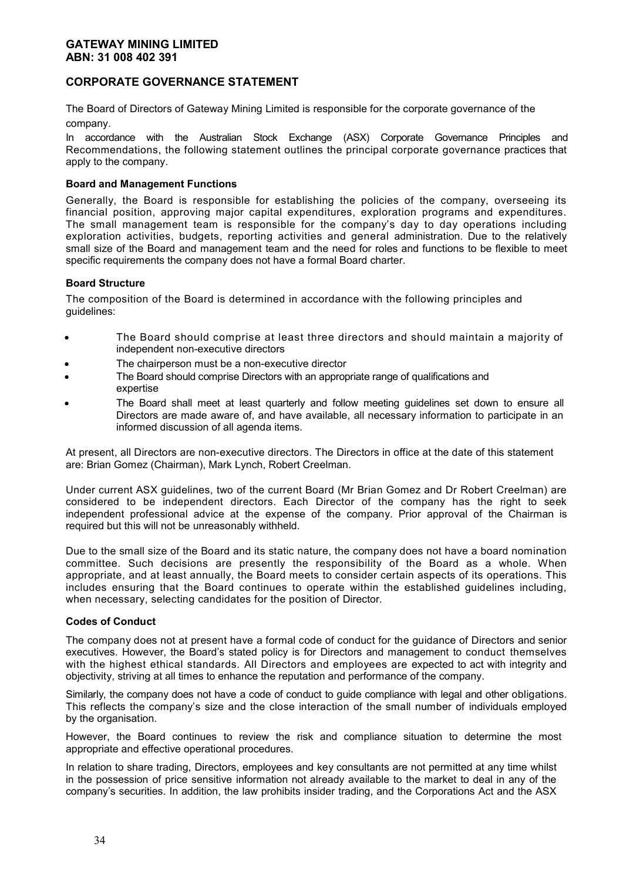**GATEWAY MINING LIMITED**
**ABN: 31 008 402 391**

## CORPORATE GOVERNANCE STATEMENT

The Board of Directors of Gateway Mining Limited is responsible for the corporate governance of the company.

In accordance with the Australian Stock Exchange (ASX) Corporate Governance Principles and Recommendations, the following statement outlines the principal corporate governance practices that apply to the company.

### Board and Management Functions

Generally, the Board is responsible for establishing the policies of the company, overseeing its financial position, approving major capital expenditures, exploration programs and expenditures. The small management team is responsible for the company's day to day operations including exploration activities, budgets, reporting activities and general administration. Due to the relatively small size of the Board and management team and the need for roles and functions to be flexible to meet specific requirements the company does not have a formal Board charter.

### Board Structure

The composition of the Board is determined in accordance with the following principles and guidelines:

- The Board should comprise at least three directors and should maintain a majority of independent non-executive directors
- The chairperson must be a non-executive director
- The Board should comprise Directors with an appropriate range of qualifications and expertise
- The Board shall meet at least quarterly and follow meeting guidelines set down to ensure all Directors are made aware of, and have available, all necessary information to participate in an informed discussion of all agenda items.

At present, all Directors are non-executive directors. The Directors in office at the date of this statement are: Brian Gomez (Chairman), Mark Lynch, Robert Creelman.

Under current ASX guidelines, two of the current Board (Mr Brian Gomez and Dr Robert Creelman) are considered to be independent directors. Each Director of the company has the right to seek independent professional advice at the expense of the company. Prior approval of the Chairman is required but this will not be unreasonably withheld.

Due to the small size of the Board and its static nature, the company does not have a board nomination committee. Such decisions are presently the responsibility of the Board as a whole. When appropriate, and at least annually, the Board meets to consider certain aspects of its operations. This includes ensuring that the Board continues to operate within the established guidelines including, when necessary, selecting candidates for the position of Director.

### Codes of Conduct

The company does not at present have a formal code of conduct for the guidance of Directors and senior executives. However, the Board's stated policy is for Directors and management to conduct themselves with the highest ethical standards. All Directors and employees are expected to act with integrity and objectivity, striving at all times to enhance the reputation and performance of the company.

Similarly, the company does not have a code of conduct to guide compliance with legal and other obligations. This reflects the company's size and the close interaction of the small number of individuals employed by the organisation.

However, the Board continues to review the risk and compliance situation to determine the most appropriate and effective operational procedures.

In relation to share trading, Directors, employees and key consultants are not permitted at any time whilst in the possession of price sensitive information not already available to the market to deal in any of the company's securities. In addition, the law prohibits insider trading, and the Corporations Act and the ASX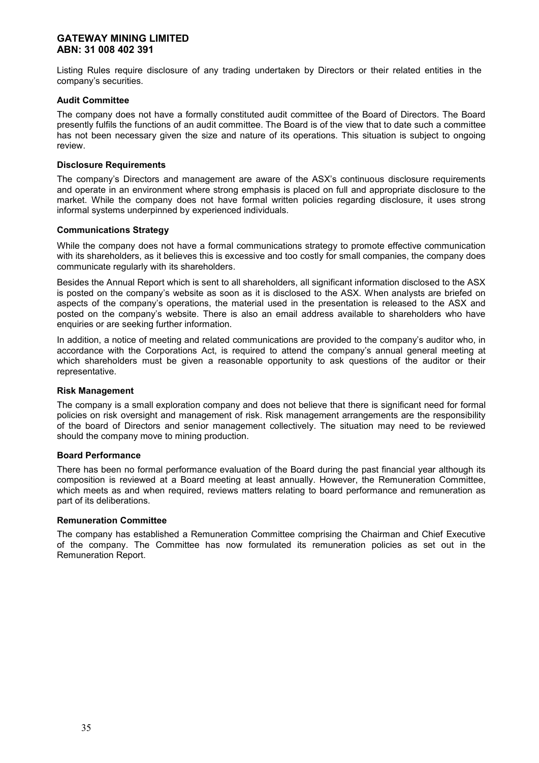Listing Rules require disclosure of any trading undertaken by Directors or their related entities in the company's securities.

### Audit Committee

The company does not have a formally constituted audit committee of the Board of Directors. The Board presently fulfils the functions of an audit committee. The Board is of the view that to date such a committee has not been necessary given the size and nature of its operations. This situation is subject to ongoing review.

### Disclosure Requirements

The company's Directors and management are aware of the ASX's continuous disclosure requirements and operate in an environment where strong emphasis is placed on full and appropriate disclosure to the market. While the company does not have formal written policies regarding disclosure, it uses strong informal systems underpinned by experienced individuals.

### Communications Strategy

While the company does not have a formal communications strategy to promote effective communication with its shareholders, as it believes this is excessive and too costly for small companies, the company does communicate regularly with its shareholders.

Besides the Annual Report which is sent to all shareholders, all significant information disclosed to the ASX is posted on the company's website as soon as it is disclosed to the ASX. When analysts are briefed on aspects of the company's operations, the material used in the presentation is released to the ASX and posted on the company's website. There is also an email address available to shareholders who have enquiries or are seeking further information.

In addition, a notice of meeting and related communications are provided to the company's auditor who, in accordance with the Corporations Act, is required to attend the company's annual general meeting at which shareholders must be given a reasonable opportunity to ask questions of the auditor or their representative.

### Risk Management

The company is a small exploration company and does not believe that there is significant need for formal policies on risk oversight and management of risk. Risk management arrangements are the responsibility of the board of Directors and senior management collectively. The situation may need to be reviewed should the company move to mining production.

### Board Performance

There has been no formal performance evaluation of the Board during the past financial year although its composition is reviewed at a Board meeting at least annually. However, the Remuneration Committee, which meets as and when required, reviews matters relating to board performance and remuneration as part of its deliberations.

### Remuneration Committee

The company has established a Remuneration Committee comprising the Chairman and Chief Executive of the company. The Committee has now formulated its remuneration policies as set out in the Remuneration Report.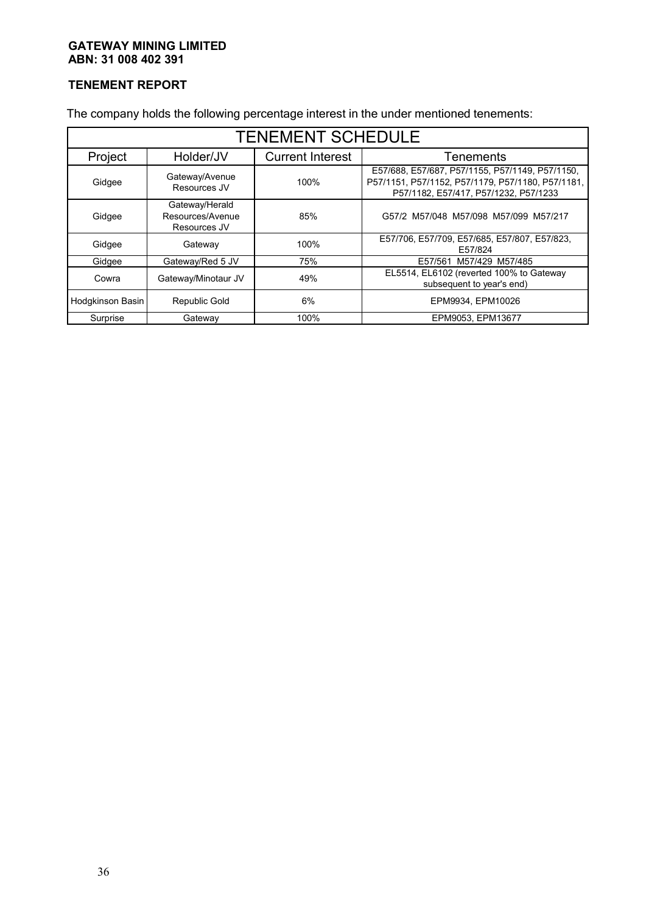**GATEWAY MINING LIMITED**
**ABN: 31 008 402 391**

**TENEMENT REPORT**

The company holds the following percentage interest in the under mentioned tenements:

| TENEMENT SCHEDULE | | | |
|---|---|---|---|
| Project | Holder/JV | Current Interest | Tenements |
| Gidgee | Gateway/Avenue Resources JV | 100% | E57/688, E57/687, P57/1155, P57/1149, P57/1150, P57/1151, P57/1152, P57/1179, P57/1180, P57/1181, P57/1182, E57/417, P57/1232, P57/1233 |
| Gidgee | Gateway/Herald Resources/Avenue Resources JV | 85% | G57/2 M57/048 M57/098 M57/099 M57/217 |
| Gidgee | Gateway | 100% | E57/706, E57/709, E57/685, E57/807, E57/823, E57/824 |
| Gidgee | Gateway/Red 5 JV | 75% | E57/561 M57/429 M57/485 |
| Cowra | Gateway/Minotaur JV | 49% | EL5514, EL6102 (reverted 100% to Gateway subsequent to year's end) |
| Hodgkinson Basin | Republic Gold | 6% | EPM9934, EPM10026 |
| Surprise | Gateway | 100% | EPM9053, EPM13677 |